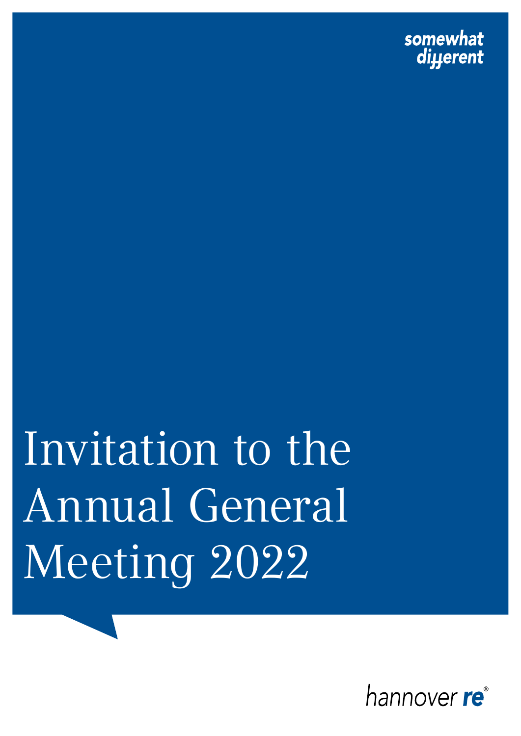somewhat different

# Invitation to the Annual General Meeting 2022

hannover re®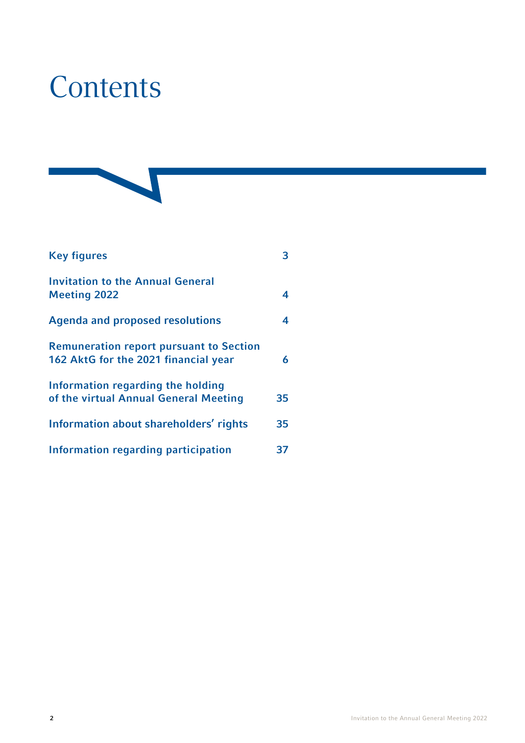# Contents

| | |
|---|---|
| Key figures | 3 |
| Invitation to the Annual General Meeting 2022 | 4 |
| Agenda and proposed resolutions | 4 |
| Remuneration report pursuant to Section 162 AktG for the 2021 financial year | 6 |
| Information regarding the holding of the virtual Annual General Meeting | 35 |
| Information about shareholders' rights | 35 |
| Information regarding participation | 37 |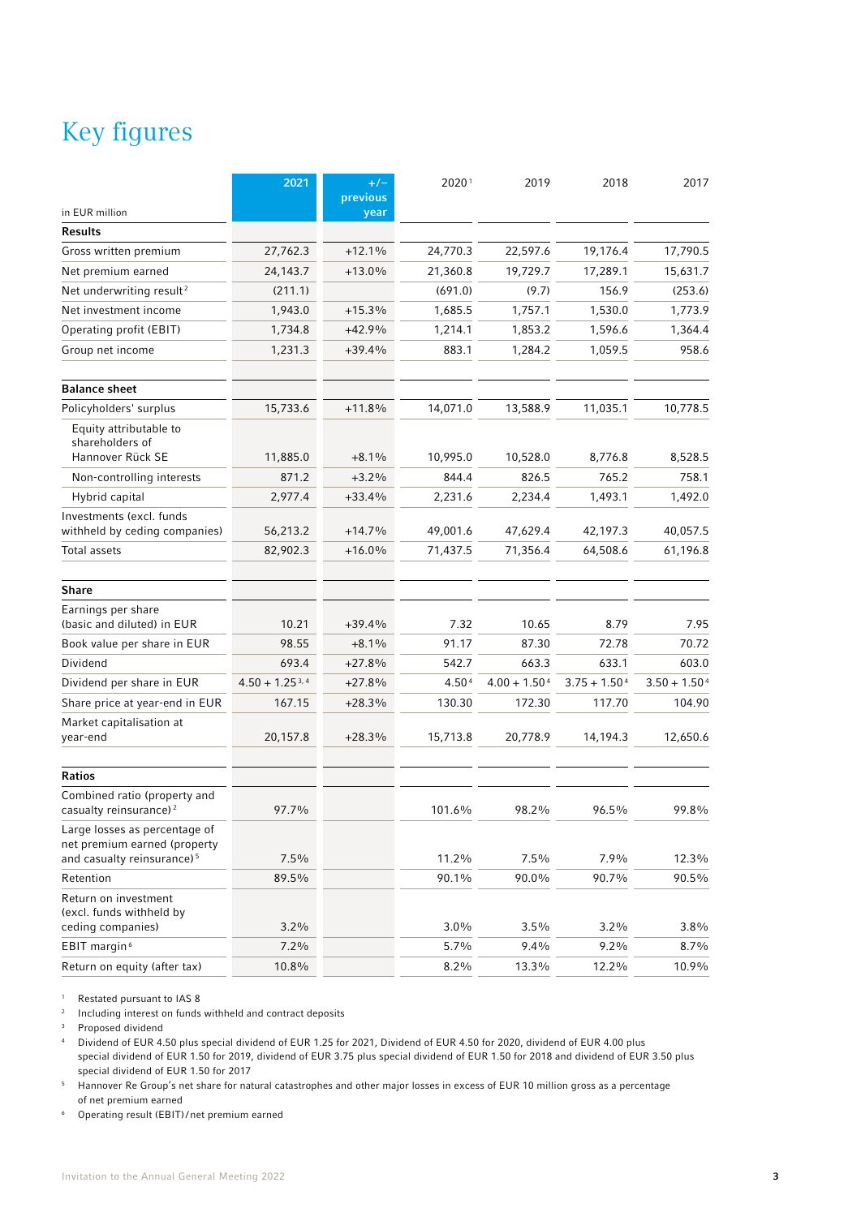# Key figures

| in EUR million | 2021 | +/– previous year | 2020[1] | 2019 | 2018 | 2017 |
|---|---|---|---|---|---|---|
| **Results** | | | | | | |
| Gross written premium | 27,762.3 | +12.1% | 24,770.3 | 22,597.6 | 19,176.4 | 17,790.5 |
| Net premium earned | 24,143.7 | +13.0% | 21,360.8 | 19,729.7 | 17,289.1 | 15,631.7 |
| Net underwriting result[2] | (211.1) | | (691.0) | (9.7) | 156.9 | (253.6) |
| Net investment income | 1,943.0 | +15.3% | 1,685.5 | 1,757.1 | 1,530.0 | 1,773.9 |
| Operating profit (EBIT) | 1,734.8 | +42.9% | 1,214.1 | 1,853.2 | 1,596.6 | 1,364.4 |
| Group net income | 1,231.3 | +39.4% | 883.1 | 1,284.2 | 1,059.5 | 958.6 |
| **Balance sheet** | | | | | | |
| Policyholders' surplus | 15,733.6 | +11.8% | 14,071.0 | 13,588.9 | 11,035.1 | 10,778.5 |
| Equity attributable to shareholders of Hannover Rück SE | 11,885.0 | +8.1% | 10,995.0 | 10,528.0 | 8,776.8 | 8,528.5 |
| Non-controlling interests | 871.2 | +3.2% | 844.4 | 826.5 | 765.2 | 758.1 |
| Hybrid capital | 2,977.4 | +33.4% | 2,231.6 | 2,234.4 | 1,493.1 | 1,492.0 |
| Investments (excl. funds withheld by ceding companies) | 56,213.2 | +14.7% | 49,001.6 | 47,629.4 | 42,197.3 | 40,057.5 |
| Total assets | 82,902.3 | +16.0% | 71,437.5 | 71,356.4 | 64,508.6 | 61,196.8 |
| **Share** | | | | | | |
| Earnings per share (basic and diluted) in EUR | 10.21 | +39.4% | 7.32 | 10.65 | 8.79 | 7.95 |
| Book value per share in EUR | 98.55 | +8.1% | 91.17 | 87.30 | 72.78 | 70.72 |
| Dividend | 693.4 | +27.8% | 542.7 | 663.3 | 633.1 | 603.0 |
| Dividend per share in EUR | 4.50 + 1.25[3, 4] | +27.8% | 4.50[4] | 4.00 + 1.50[4] | 3.75 + 1.50[4] | 3.50 + 1.50[4] |
| Share price at year-end in EUR | 167.15 | +28.3% | 130.30 | 172.30 | 117.70 | 104.90 |
| Market capitalisation at year-end | 20,157.8 | +28.3% | 15,713.8 | 20,778.9 | 14,194.3 | 12,650.6 |
| **Ratios** | | | | | | |
| Combined ratio (property and casualty reinsurance)[2] | 97.7% | | 101.6% | 98.2% | 96.5% | 99.8% |
| Large losses as percentage of net premium earned (property and casualty reinsurance)[5] | 7.5% | | 11.2% | 7.5% | 7.9% | 12.3% |
| Retention | 89.5% | | 90.1% | 90.0% | 90.7% | 90.5% |
| Return on investment (excl. funds withheld by ceding companies) | 3.2% | | 3.0% | 3.5% | 3.2% | 3.8% |
| EBIT margin[6] | 7.2% | | 5.7% | 9.4% | 9.2% | 8.7% |
| Return on equity (after tax) | 10.8% | | 8.2% | 13.3% | 12.2% | 10.9% |

[1] Restated pursuant to IAS 8

[2] Including interest on funds withheld and contract deposits

[3] Proposed dividend

[4] Dividend of EUR 4.50 plus special dividend of EUR 1.25 for 2021, Dividend of EUR 4.50 for 2020, dividend of EUR 4.00 plus special dividend of EUR 1.50 for 2019, dividend of EUR 3.75 plus special dividend of EUR 1.50 for 2018 and dividend of EUR 3.50 plus special dividend of EUR 1.50 for 2017

[5] Hannover Re Group's net share for natural catastrophes and other major losses in excess of EUR 10 million gross as a percentage of net premium earned

[6] Operating result (EBIT)/net premium earned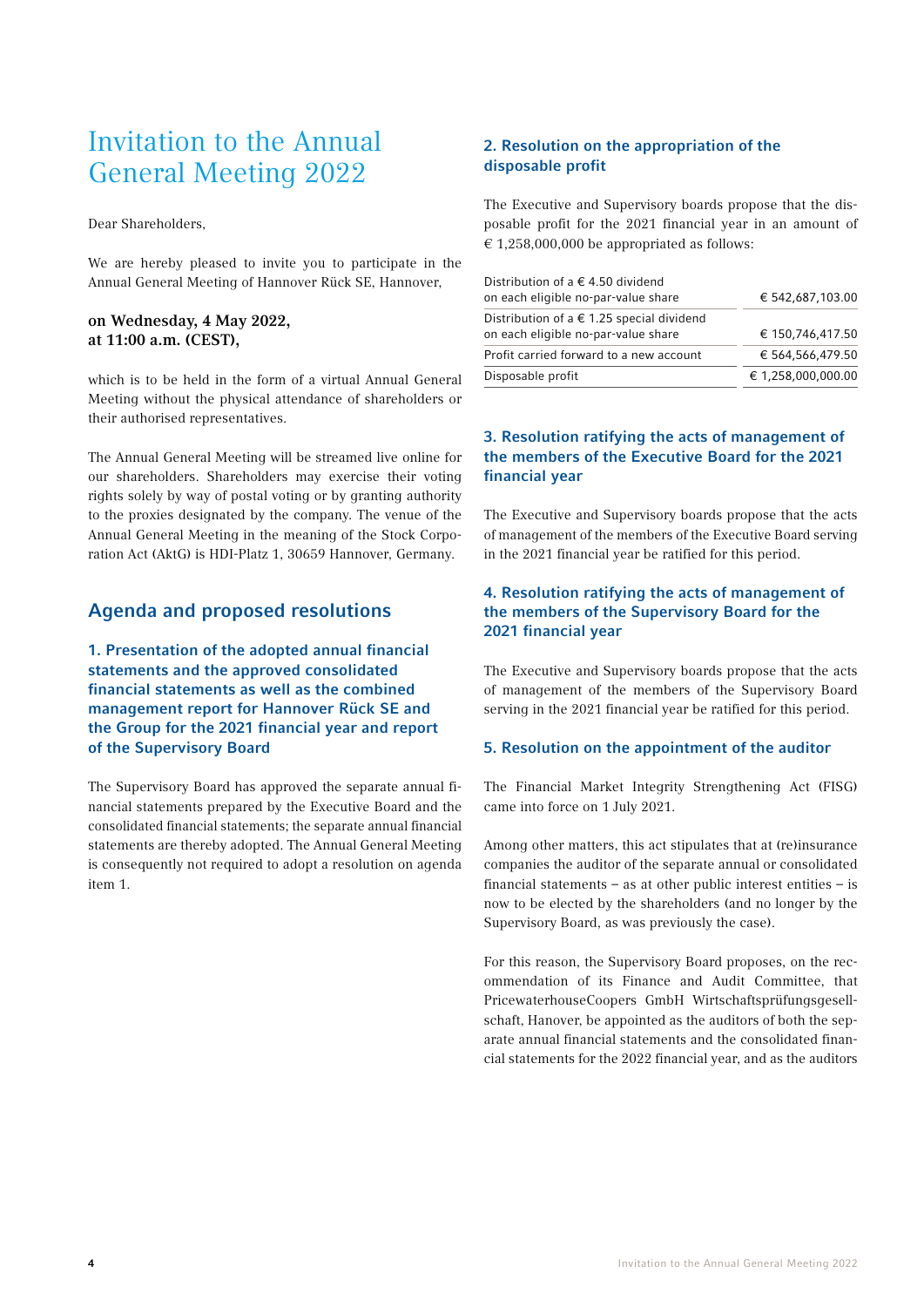# Invitation to the Annual General Meeting 2022

Dear Shareholders,

We are hereby pleased to invite you to participate in the Annual General Meeting of Hannover Rück SE, Hannover,

**on Wednesday, 4 May 2022,**
**at 11:00 a.m. (CEST),**

which is to be held in the form of a virtual Annual General Meeting without the physical attendance of shareholders or their authorised representatives.

The Annual General Meeting will be streamed live online for our shareholders. Shareholders may exercise their voting rights solely by way of postal voting or by granting authority to the proxies designated by the company. The venue of the Annual General Meeting in the meaning of the Stock Corporation Act (AktG) is HDI-Platz 1, 30659 Hannover, Germany.

## Agenda and proposed resolutions

### 1. Presentation of the adopted annual financial statements and the approved consolidated financial statements as well as the combined management report for Hannover Rück SE and the Group for the 2021 financial year and report of the Supervisory Board

The Supervisory Board has approved the separate annual financial statements prepared by the Executive Board and the consolidated financial statements; the separate annual financial statements are thereby adopted. The Annual General Meeting is consequently not required to adopt a resolution on agenda item 1.

### 2. Resolution on the appropriation of the disposable profit

The Executive and Supervisory boards propose that the disposable profit for the 2021 financial year in an amount of € 1,258,000,000 be appropriated as follows:

| | |
|---|---|
| Distribution of a € 4.50 dividend on each eligible no-par-value share | € 542,687,103.00 |
| Distribution of a € 1.25 special dividend on each eligible no-par-value share | € 150,746,417.50 |
| Profit carried forward to a new account | € 564,566,479.50 |
| Disposable profit | € 1,258,000,000.00 |

### 3. Resolution ratifying the acts of management of the members of the Executive Board for the 2021 financial year

The Executive and Supervisory boards propose that the acts of management of the members of the Executive Board serving in the 2021 financial year be ratified for this period.

### 4. Resolution ratifying the acts of management of the members of the Supervisory Board for the 2021 financial year

The Executive and Supervisory boards propose that the acts of management of the members of the Supervisory Board serving in the 2021 financial year be ratified for this period.

### 5. Resolution on the appointment of the auditor

The Financial Market Integrity Strengthening Act (FISG) came into force on 1 July 2021.

Among other matters, this act stipulates that at (re)insurance companies the auditor of the separate annual or consolidated financial statements – as at other public interest entities – is now to be elected by the shareholders (and no longer by the Supervisory Board, as was previously the case).

For this reason, the Supervisory Board proposes, on the recommendation of its Finance and Audit Committee, that PricewaterhouseCoopers GmbH Wirtschaftsprüfungsgesellschaft, Hanover, be appointed as the auditors of both the separate annual financial statements and the consolidated financial statements for the 2022 financial year, and as the auditors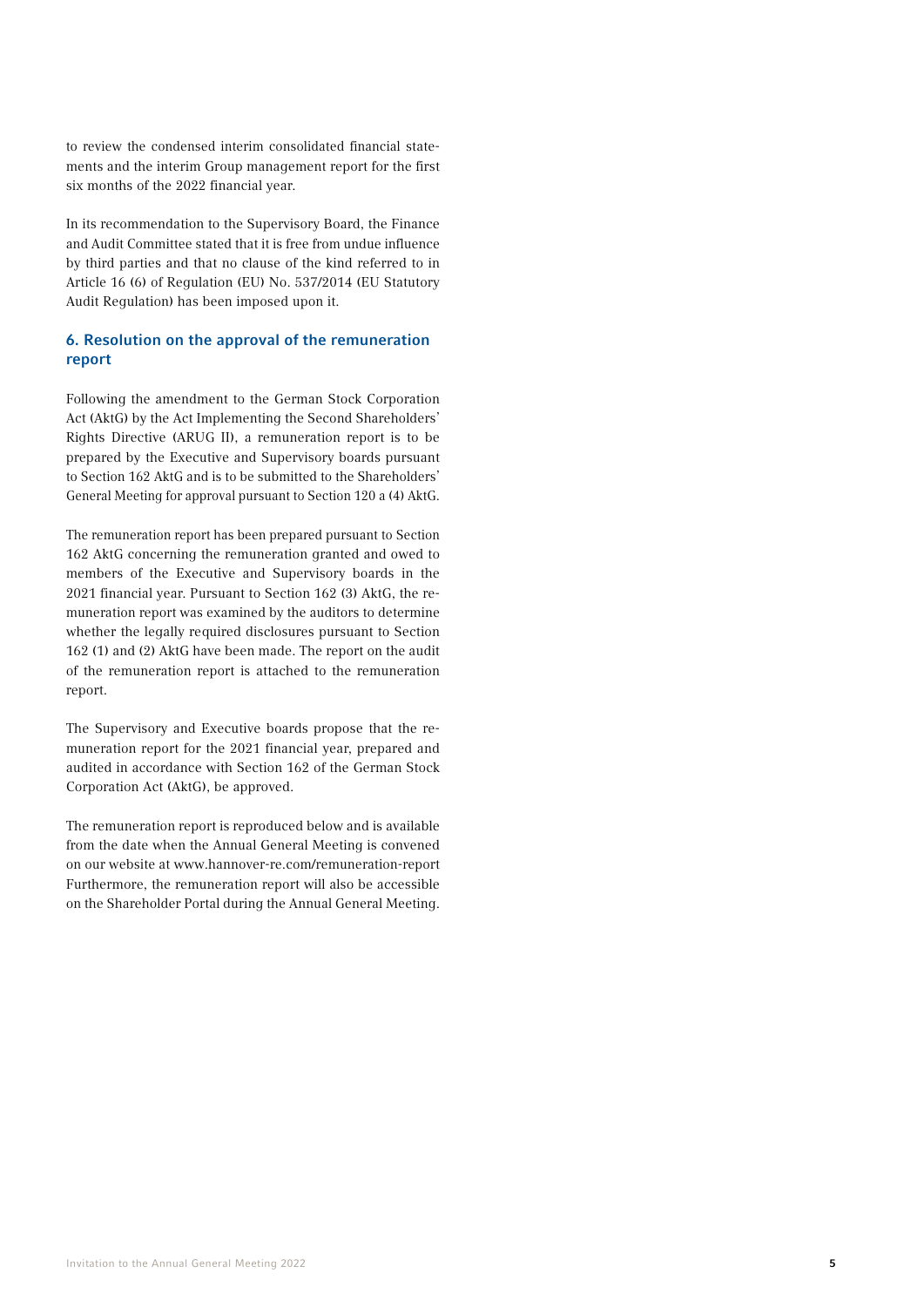to review the condensed interim consolidated financial statements and the interim Group management report for the first six months of the 2022 financial year.

In its recommendation to the Supervisory Board, the Finance and Audit Committee stated that it is free from undue influence by third parties and that no clause of the kind referred to in Article 16 (6) of Regulation (EU) No. 537/2014 (EU Statutory Audit Regulation) has been imposed upon it.

## 6. Resolution on the approval of the remuneration report

Following the amendment to the German Stock Corporation Act (AktG) by the Act Implementing the Second Shareholders' Rights Directive (ARUG II), a remuneration report is to be prepared by the Executive and Supervisory boards pursuant to Section 162 AktG and is to be submitted to the Shareholders' General Meeting for approval pursuant to Section 120 a (4) AktG.

The remuneration report has been prepared pursuant to Section 162 AktG concerning the remuneration granted and owed to members of the Executive and Supervisory boards in the 2021 financial year. Pursuant to Section 162 (3) AktG, the remuneration report was examined by the auditors to determine whether the legally required disclosures pursuant to Section 162 (1) and (2) AktG have been made. The report on the audit of the remuneration report is attached to the remuneration report.

The Supervisory and Executive boards propose that the remuneration report for the 2021 financial year, prepared and audited in accordance with Section 162 of the German Stock Corporation Act (AktG), be approved.

The remuneration report is reproduced below and is available from the date when the Annual General Meeting is convened on our website at www.hannover-re.com/remuneration-report Furthermore, the remuneration report will also be accessible on the Shareholder Portal during the Annual General Meeting.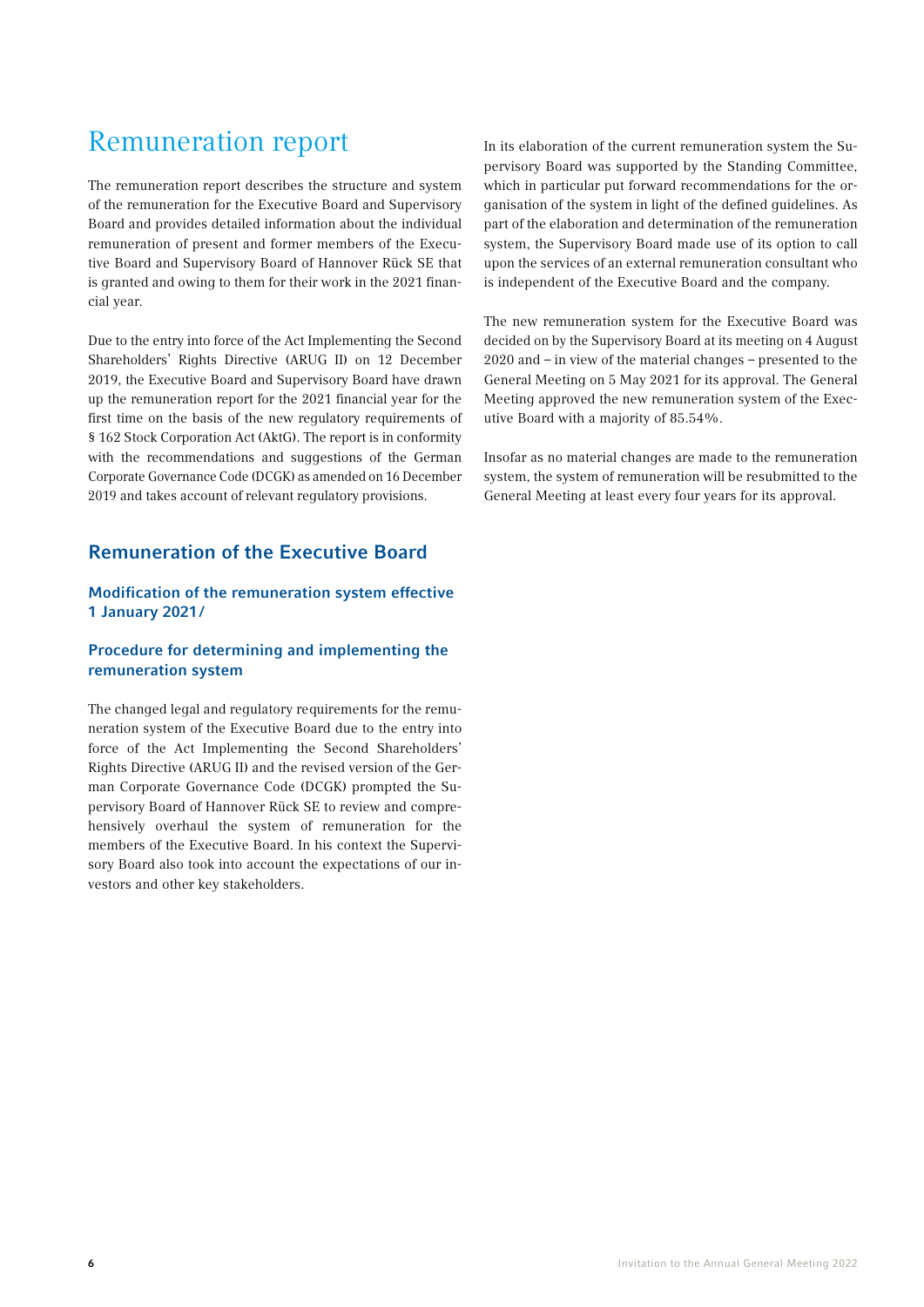# Remuneration report

The remuneration report describes the structure and system of the remuneration for the Executive Board and Supervisory Board and provides detailed information about the individual remuneration of present and former members of the Executive Board and Supervisory Board of Hannover Rück SE that is granted and owing to them for their work in the 2021 financial year.

Due to the entry into force of the Act Implementing the Second Shareholders' Rights Directive (ARUG II) on 12 December 2019, the Executive Board and Supervisory Board have drawn up the remuneration report for the 2021 financial year for the first time on the basis of the new regulatory requirements of § 162 Stock Corporation Act (AktG). The report is in conformity with the recommendations and suggestions of the German Corporate Governance Code (DCGK) as amended on 16 December 2019 and takes account of relevant regulatory provisions.

## Remuneration of the Executive Board

### Modification of the remuneration system effective 1 January 2021/

### Procedure for determining and implementing the remuneration system

The changed legal and regulatory requirements for the remuneration system of the Executive Board due to the entry into force of the Act Implementing the Second Shareholders' Rights Directive (ARUG II) and the revised version of the German Corporate Governance Code (DCGK) prompted the Supervisory Board of Hannover Rück SE to review and comprehensively overhaul the system of remuneration for the members of the Executive Board. In his context the Supervisory Board also took into account the expectations of our investors and other key stakeholders.

In its elaboration of the current remuneration system the Supervisory Board was supported by the Standing Committee, which in particular put forward recommendations for the organisation of the system in light of the defined guidelines. As part of the elaboration and determination of the remuneration system, the Supervisory Board made use of its option to call upon the services of an external remuneration consultant who is independent of the Executive Board and the company.

The new remuneration system for the Executive Board was decided on by the Supervisory Board at its meeting on 4 August 2020 and – in view of the material changes – presented to the General Meeting on 5 May 2021 for its approval. The General Meeting approved the new remuneration system of the Executive Board with a majority of 85.54%.

Insofar as no material changes are made to the remuneration system, the system of remuneration will be resubmitted to the General Meeting at least every four years for its approval.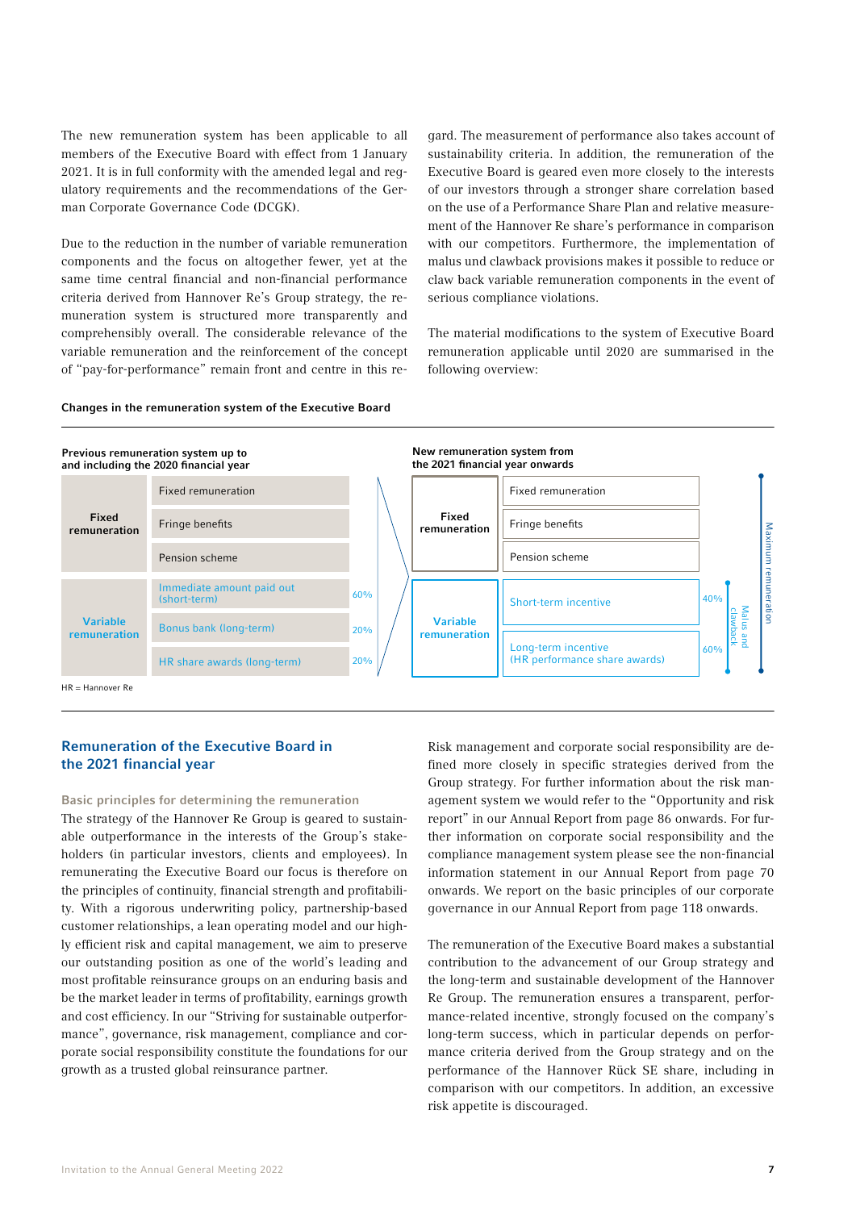The new remuneration system has been applicable to all members of the Executive Board with effect from 1 January 2021. It is in full conformity with the amended legal and regulatory requirements and the recommendations of the German Corporate Governance Code (DCGK).

Due to the reduction in the number of variable remuneration components and the focus on altogether fewer, yet at the same time central financial and non-financial performance criteria derived from Hannover Re's Group strategy, the remuneration system is structured more transparently and comprehensibly overall. The considerable relevance of the variable remuneration and the reinforcement of the concept of "pay-for-performance" remain front and centre in this regard. The measurement of performance also takes account of sustainability criteria. In addition, the remuneration of the Executive Board is geared even more closely to the interests of our investors through a stronger share correlation based on the use of a Performance Share Plan and relative measurement of the Hannover Re share's performance in comparison with our competitors. Furthermore, the implementation of malus und clawback provisions makes it possible to reduce or claw back variable remuneration components in the event of serious compliance violations.

The material modifications to the system of Executive Board remuneration applicable until 2020 are summarised in the following overview:

**Changes in the remuneration system of the Executive Board**

**Previous remuneration system up to and including the 2020 financial year**

| | | |
|---|---|---|
| **Fixed remuneration** | Fixed remuneration | |
| | Fringe benefits | |
| | Pension scheme | |
| **Variable remuneration** | Immediate amount paid out (short-term) | 60% |
| | Bonus bank (long-term) | 20% |
| | HR share awards (long-term) | 20% |

**New remuneration system from the 2021 financial year onwards**

| | | | |
|---|---|---|---|
| **Fixed remuneration** | Fixed remuneration | | Maximum remuneration |
| | Fringe benefits | | |
| | Pension scheme | | |
| **Variable remuneration** | Short-term incentive | 40% | Malus and clawback |
| | Long-term incentive (HR performance share awards) | 60% | |

HR = Hannover Re

## Remuneration of the Executive Board in the 2021 financial year

### Basic principles for determining the remuneration

The strategy of the Hannover Re Group is geared to sustainable outperformance in the interests of the Group's stakeholders (in particular investors, clients and employees). In remunerating the Executive Board our focus is therefore on the principles of continuity, financial strength and profitability. With a rigorous underwriting policy, partnership-based customer relationships, a lean operating model and our highly efficient risk and capital management, we aim to preserve our outstanding position as one of the world's leading and most profitable reinsurance groups on an enduring basis and be the market leader in terms of profitability, earnings growth and cost efficiency. In our "Striving for sustainable outperformance", governance, risk management, compliance and corporate social responsibility constitute the foundations for our growth as a trusted global reinsurance partner.

Risk management and corporate social responsibility are defined more closely in specific strategies derived from the Group strategy. For further information about the risk management system we would refer to the "Opportunity and risk report" in our Annual Report from page 86 onwards. For further information on corporate social responsibility and the compliance management system please see the non-financial information statement in our Annual Report from page 70 onwards. We report on the basic principles of our corporate governance in our Annual Report from page 118 onwards.

The remuneration of the Executive Board makes a substantial contribution to the advancement of our Group strategy and the long-term and sustainable development of the Hannover Re Group. The remuneration ensures a transparent, performance-related incentive, strongly focused on the company's long-term success, which in particular depends on performance criteria derived from the Group strategy and on the performance of the Hannover Rück SE share, including in comparison with our competitors. In addition, an excessive risk appetite is discouraged.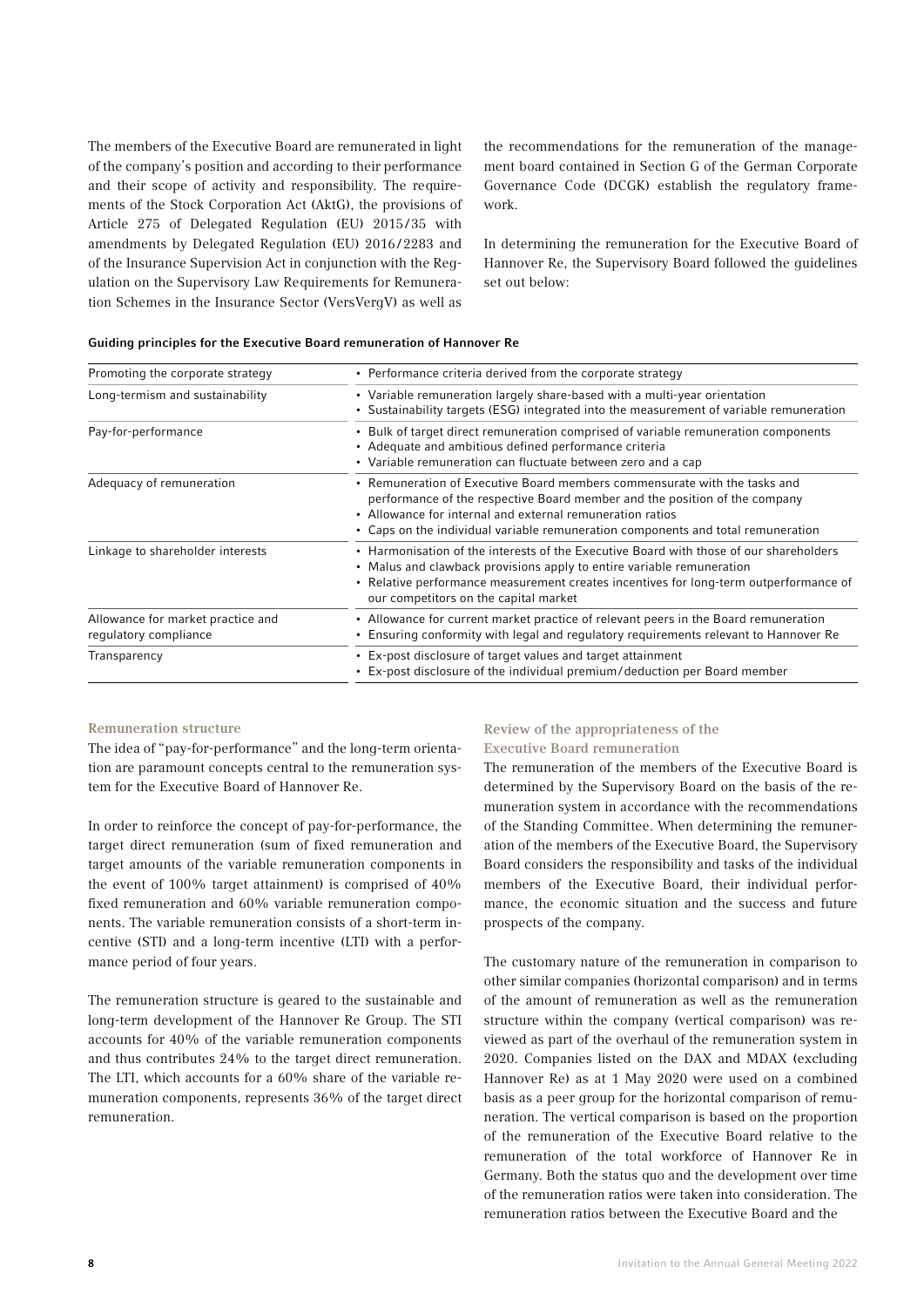The members of the Executive Board are remunerated in light of the company's position and according to their performance and their scope of activity and responsibility. The requirements of the Stock Corporation Act (AktG), the provisions of Article 275 of Delegated Regulation (EU) 2015/35 with amendments by Delegated Regulation (EU) 2016/2283 and of the Insurance Supervision Act in conjunction with the Regulation on the Supervisory Law Requirements for Remuneration Schemes in the Insurance Sector (VersVergV) as well as the recommendations for the remuneration of the management board contained in Section G of the German Corporate Governance Code (DCGK) establish the regulatory framework.

In determining the remuneration for the Executive Board of Hannover Re, the Supervisory Board followed the guidelines set out below:

**Guiding principles for the Executive Board remuneration of Hannover Re**

| | |
|---|---|
| Promoting the corporate strategy | • Performance criteria derived from the corporate strategy |
| Long-termism and sustainability | • Variable remuneration largely share-based with a multi-year orientation<br>• Sustainability targets (ESG) integrated into the measurement of variable remuneration |
| Pay-for-performance | • Bulk of target direct remuneration comprised of variable remuneration components<br>• Adequate and ambitious defined performance criteria<br>• Variable remuneration can fluctuate between zero and a cap |
| Adequacy of remuneration | • Remuneration of Executive Board members commensurate with the tasks and performance of the respective Board member and the position of the company<br>• Allowance for internal and external remuneration ratios<br>• Caps on the individual variable remuneration components and total remuneration |
| Linkage to shareholder interests | • Harmonisation of the interests of the Executive Board with those of our shareholders<br>• Malus and clawback provisions apply to entire variable remuneration<br>• Relative performance measurement creates incentives for long-term outperformance of our competitors on the capital market |
| Allowance for market practice and regulatory compliance | • Allowance for current market practice of relevant peers in the Board remuneration<br>• Ensuring conformity with legal and regulatory requirements relevant to Hannover Re |
| Transparency | • Ex-post disclosure of target values and target attainment<br>• Ex-post disclosure of the individual premium/deduction per Board member |

### Remuneration structure

The idea of "pay-for-performance" and the long-term orientation are paramount concepts central to the remuneration system for the Executive Board of Hannover Re.

In order to reinforce the concept of pay-for-performance, the target direct remuneration (sum of fixed remuneration and target amounts of the variable remuneration components in the event of 100% target attainment) is comprised of 40% fixed remuneration and 60% variable remuneration components. The variable remuneration consists of a short-term incentive (STI) and a long-term incentive (LTI) with a performance period of four years.

The remuneration structure is geared to the sustainable and long-term development of the Hannover Re Group. The STI accounts for 40% of the variable remuneration components and thus contributes 24% to the target direct remuneration. The LTI, which accounts for a 60% share of the variable remuneration components, represents 36% of the target direct remuneration.

### Review of the appropriateness of the Executive Board remuneration

The remuneration of the members of the Executive Board is determined by the Supervisory Board on the basis of the remuneration system in accordance with the recommendations of the Standing Committee. When determining the remuneration of the members of the Executive Board, the Supervisory Board considers the responsibility and tasks of the individual members of the Executive Board, their individual performance, the economic situation and the success and future prospects of the company.

The customary nature of the remuneration in comparison to other similar companies (horizontal comparison) and in terms of the amount of remuneration as well as the remuneration structure within the company (vertical comparison) was reviewed as part of the overhaul of the remuneration system in 2020. Companies listed on the DAX and MDAX (excluding Hannover Re) as at 1 May 2020 were used on a combined basis as a peer group for the horizontal comparison of remuneration. The vertical comparison is based on the proportion of the remuneration of the Executive Board relative to the remuneration of the total workforce of Hannover Re in Germany. Both the status quo and the development over time of the remuneration ratios were taken into consideration. The remuneration ratios between the Executive Board and the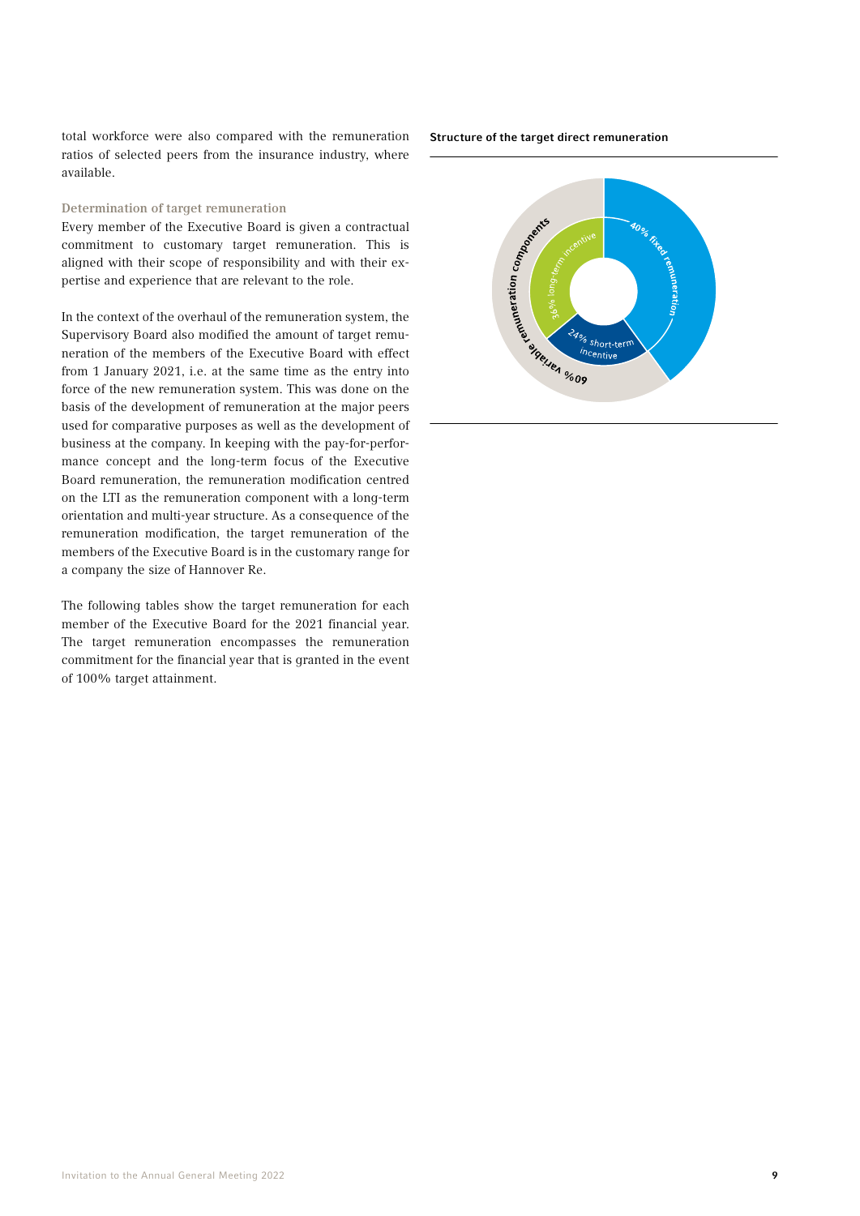total workforce were also compared with the remuneration ratios of selected peers from the insurance industry, where available.

### Determination of target remuneration

Every member of the Executive Board is given a contractual commitment to customary target remuneration. This is aligned with their scope of responsibility and with their expertise and experience that are relevant to the role.

In the context of the overhaul of the remuneration system, the Supervisory Board also modified the amount of target remuneration of the members of the Executive Board with effect from 1 January 2021, i.e. at the same time as the entry into force of the new remuneration system. This was done on the basis of the development of remuneration at the major peers used for comparative purposes as well as the development of business at the company. In keeping with the pay-for-performance concept and the long-term focus of the Executive Board remuneration, the remuneration modification centred on the LTI as the remuneration component with a long-term orientation and multi-year structure. As a consequence of the remuneration modification, the target remuneration of the members of the Executive Board is in the customary range for a company the size of Hannover Re.

The following tables show the target remuneration for each member of the Executive Board for the 2021 financial year. The target remuneration encompasses the remuneration commitment for the financial year that is granted in the event of 100% target attainment.

**Structure of the target direct remuneration**

40% fixed remuneration

60% variable remuneration components

36% long-term incentive

24% short-term incentive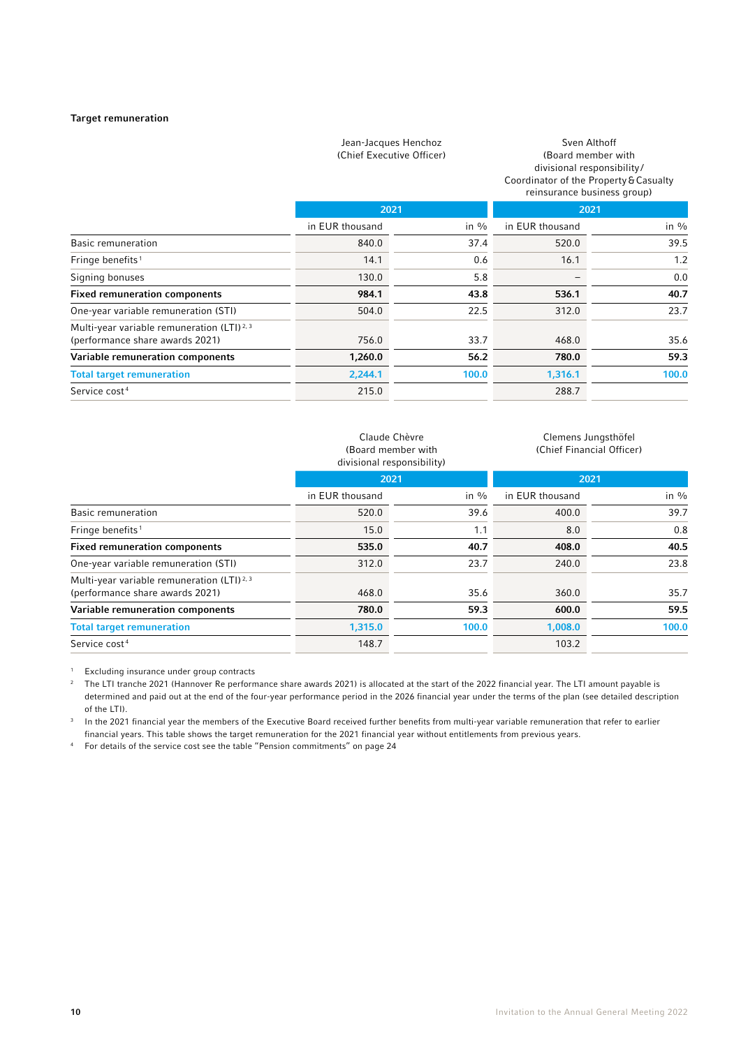**Target remuneration**

| | Jean-Jacques Henchoz (Chief Executive Officer) | | Sven Althoff (Board member with divisional responsibility/ Coordinator of the Property & Casualty reinsurance business group) | |
|---|---|---|---|---|
| | 2021 | | 2021 | |
| | in EUR thousand | in % | in EUR thousand | in % |
| Basic remuneration | 840.0 | 37.4 | 520.0 | 39.5 |
| Fringe benefits[1] | 14.1 | 0.6 | 16.1 | 1.2 |
| Signing bonuses | 130.0 | 5.8 | – | 0.0 |
| **Fixed remuneration components** | **984.1** | **43.8** | **536.1** | **40.7** |
| One-year variable remuneration (STI) | 504.0 | 22.5 | 312.0 | 23.7 |
| Multi-year variable remuneration (LTI)[2, 3] (performance share awards 2021) | 756.0 | 33.7 | 468.0 | 35.6 |
| **Variable remuneration components** | **1,260.0** | **56.2** | **780.0** | **59.3** |
| **Total target remuneration** | **2,244.1** | **100.0** | **1,316.1** | **100.0** |
| Service cost[4] | 215.0 | | 288.7 | |

| | Claude Chèvre (Board member with divisional responsibility) | | Clemens Jungsthöfel (Chief Financial Officer) | |
|---|---|---|---|---|
| | 2021 | | 2021 | |
| | in EUR thousand | in % | in EUR thousand | in % |
| Basic remuneration | 520.0 | 39.6 | 400.0 | 39.7 |
| Fringe benefits[1] | 15.0 | 1.1 | 8.0 | 0.8 |
| **Fixed remuneration components** | **535.0** | **40.7** | **408.0** | **40.5** |
| One-year variable remuneration (STI) | 312.0 | 23.7 | 240.0 | 23.8 |
| Multi-year variable remuneration (LTI)[2, 3] (performance share awards 2021) | 468.0 | 35.6 | 360.0 | 35.7 |
| **Variable remuneration components** | **780.0** | **59.3** | **600.0** | **59.5** |
| **Total target remuneration** | **1,315.0** | **100.0** | **1,008.0** | **100.0** |
| Service cost[4] | 148.7 | | 103.2 | |

[1] Excluding insurance under group contracts

[2] The LTI tranche 2021 (Hannover Re performance share awards 2021) is allocated at the start of the 2022 financial year. The LTI amount payable is determined and paid out at the end of the four-year performance period in the 2026 financial year under the terms of the plan (see detailed description of the LTI).

[3] In the 2021 financial year the members of the Executive Board received further benefits from multi-year variable remuneration that refer to earlier financial years. This table shows the target remuneration for the 2021 financial year without entitlements from previous years.

[4] For details of the service cost see the table "Pension commitments" on page 24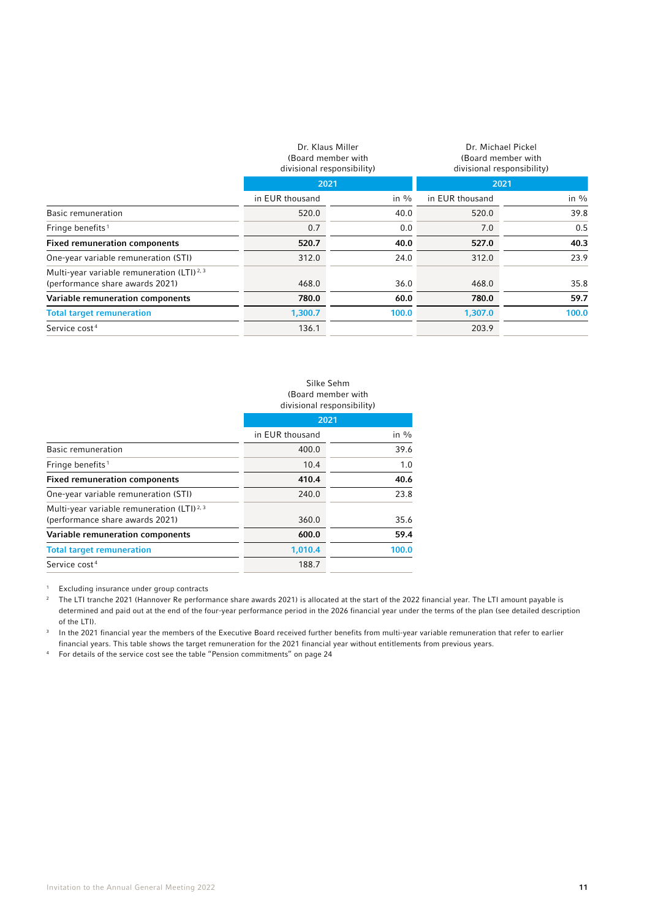| | Dr. Klaus Miller (Board member with divisional responsibility) | | Dr. Michael Pickel (Board member with divisional responsibility) | |
|---|---|---|---|---|
| | 2021 | | 2021 | |
| | in EUR thousand | in % | in EUR thousand | in % |
| Basic remuneration | 520.0 | 40.0 | 520.0 | 39.8 |
| Fringe benefits [1] | 0.7 | 0.0 | 7.0 | 0.5 |
| **Fixed remuneration components** | **520.7** | **40.0** | **527.0** | **40.3** |
| One-year variable remuneration (STI) | 312.0 | 24.0 | 312.0 | 23.9 |
| Multi-year variable remuneration (LTI) [2, 3] (performance share awards 2021) | 468.0 | 36.0 | 468.0 | 35.8 |
| **Variable remuneration components** | **780.0** | **60.0** | **780.0** | **59.7** |
| **Total target remuneration** | **1,300.7** | **100.0** | **1,307.0** | **100.0** |
| Service cost [4] | 136.1 | | 203.9 | |

| | Silke Sehm (Board member with divisional responsibility) | |
|---|---|---|
| | 2021 | |
| | in EUR thousand | in % |
| Basic remuneration | 400.0 | 39.6 |
| Fringe benefits [1] | 10.4 | 1.0 |
| **Fixed remuneration components** | **410.4** | **40.6** |
| One-year variable remuneration (STI) | 240.0 | 23.8 |
| Multi-year variable remuneration (LTI) [2, 3] (performance share awards 2021) | 360.0 | 35.6 |
| **Variable remuneration components** | **600.0** | **59.4** |
| **Total target remuneration** | **1,010.4** | **100.0** |
| Service cost [4] | 188.7 | |

[1] Excluding insurance under group contracts

[2] The LTI tranche 2021 (Hannover Re performance share awards 2021) is allocated at the start of the 2022 financial year. The LTI amount payable is determined and paid out at the end of the four-year performance period in the 2026 financial year under the terms of the plan (see detailed description of the LTI).

[3] In the 2021 financial year the members of the Executive Board received further benefits from multi-year variable remuneration that refer to earlier financial years. This table shows the target remuneration for the 2021 financial year without entitlements from previous years.

[4] For details of the service cost see the table "Pension commitments" on page 24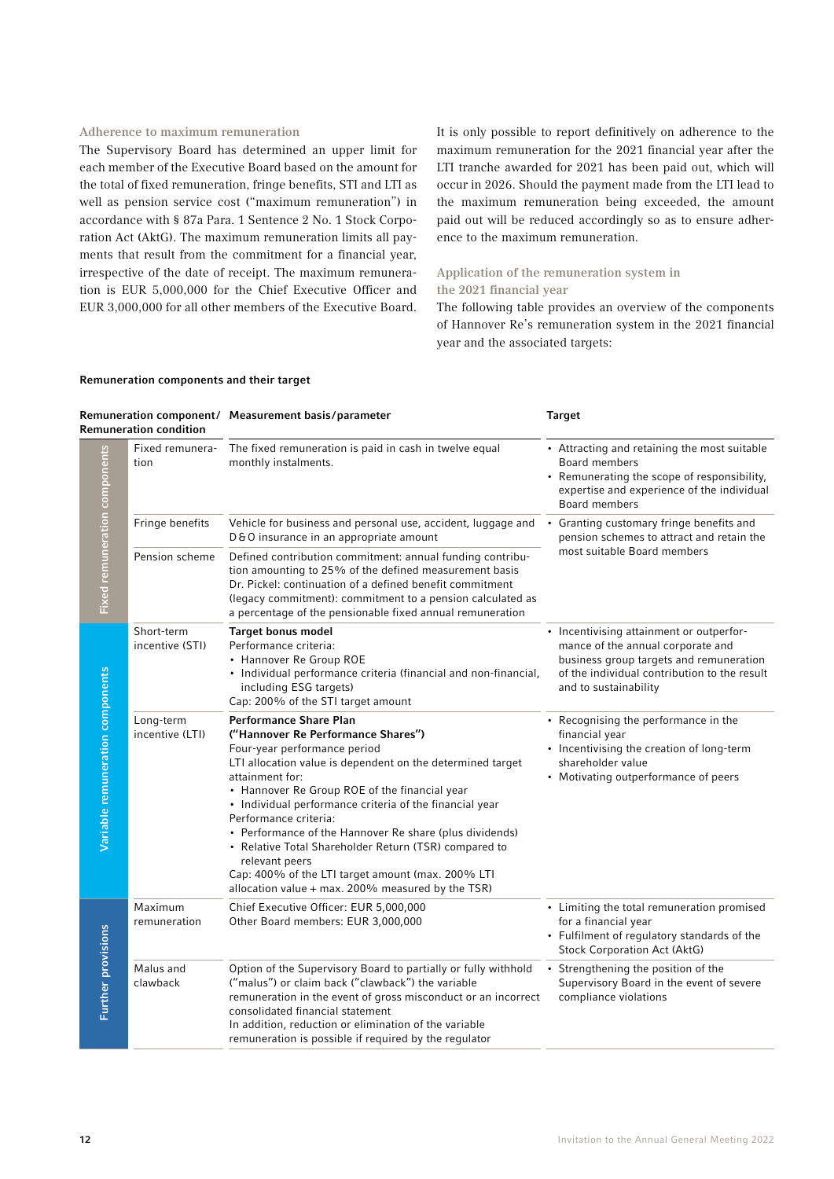### Adherence to maximum remuneration

The Supervisory Board has determined an upper limit for each member of the Executive Board based on the amount for the total of fixed remuneration, fringe benefits, STI and LTI as well as pension service cost ("maximum remuneration") in accordance with § 87a Para. 1 Sentence 2 No. 1 Stock Corporation Act (AktG). The maximum remuneration limits all payments that result from the commitment for a financial year, irrespective of the date of receipt. The maximum remuneration is EUR 5,000,000 for the Chief Executive Officer and EUR 3,000,000 for all other members of the Executive Board.

It is only possible to report definitively on adherence to the maximum remuneration for the 2021 financial year after the LTI tranche awarded for 2021 has been paid out, which will occur in 2026. Should the payment made from the LTI lead to the maximum remuneration being exceeded, the amount paid out will be reduced accordingly so as to ensure adherence to the maximum remuneration.

### Application of the remuneration system in the 2021 financial year

The following table provides an overview of the components of Hannover Re's remuneration system in the 2021 financial year and the associated targets:

**Remuneration components and their target**

| | Remuneration component/ Remuneration condition | Measurement basis/parameter | Target |
|---|---|---|---|
| Fixed remuneration components | Fixed remuneration | The fixed remuneration is paid in cash in twelve equal monthly instalments. | • Attracting and retaining the most suitable Board members<br>• Remunerating the scope of responsibility, expertise and experience of the individual Board members |
| | Fringe benefits | Vehicle for business and personal use, accident, luggage and D&O insurance in an appropriate amount | • Granting customary fringe benefits and pension schemes to attract and retain the most suitable Board members |
| | Pension scheme | Defined contribution commitment: annual funding contribution amounting to 25% of the defined measurement basis<br>Dr. Pickel: continuation of a defined benefit commitment (legacy commitment): commitment to a pension calculated as a percentage of the pensionable fixed annual remuneration | |
| Variable remuneration components | Short-term incentive (STI) | **Target bonus model**<br>Performance criteria:<br>• Hannover Re Group ROE<br>• Individual performance criteria (financial and non-financial, including ESG targets)<br>Cap: 200% of the STI target amount | • Incentivising attainment or outperformance of the annual corporate and business group targets and remuneration of the individual contribution to the result and to sustainability |
| | Long-term incentive (LTI) | **Performance Share Plan ("Hannover Re Performance Shares")**<br>Four-year performance period<br>LTI allocation value is dependent on the determined target attainment for:<br>• Hannover Re Group ROE of the financial year<br>• Individual performance criteria of the financial year<br>Performance criteria:<br>• Performance of the Hannover Re share (plus dividends)<br>• Relative Total Shareholder Return (TSR) compared to relevant peers<br>Cap: 400% of the LTI target amount (max. 200% LTI allocation value + max. 200% measured by the TSR) | • Recognising the performance in the financial year<br>• Incentivising the creation of long-term shareholder value<br>• Motivating outperformance of peers |
| Further provisions | Maximum remuneration | Chief Executive Officer: EUR 5,000,000<br>Other Board members: EUR 3,000,000 | • Limiting the total remuneration promised for a financial year<br>• Fulfilment of regulatory standards of the Stock Corporation Act (AktG) |
| | Malus and clawback | Option of the Supervisory Board to partially or fully withhold ("malus") or claim back ("clawback") the variable remuneration in the event of gross misconduct or an incorrect consolidated financial statement<br>In addition, reduction or elimination of the variable remuneration is possible if required by the regulator | • Strengthening the position of the Supervisory Board in the event of severe compliance violations |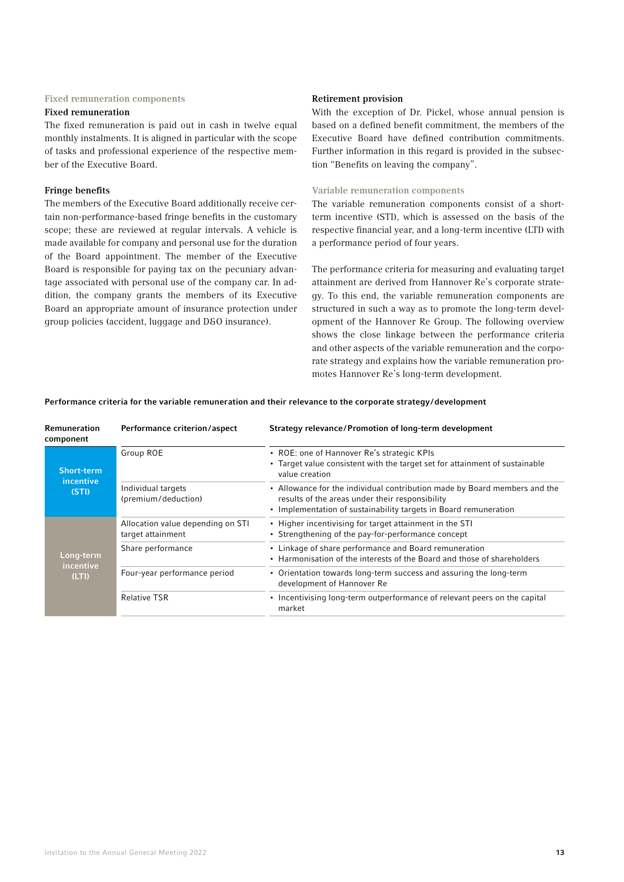### Fixed remuneration components

#### Fixed remuneration

The fixed remuneration is paid out in cash in twelve equal monthly instalments. It is aligned in particular with the scope of tasks and professional experience of the respective member of the Executive Board.

#### Fringe benefits

The members of the Executive Board additionally receive certain non-performance-based fringe benefits in the customary scope; these are reviewed at regular intervals. A vehicle is made available for company and personal use for the duration of the Board appointment. The member of the Executive Board is responsible for paying tax on the pecuniary advantage associated with personal use of the company car. In addition, the company grants the members of its Executive Board an appropriate amount of insurance protection under group policies (accident, luggage and D&O insurance).

#### Retirement provision

With the exception of Dr. Pickel, whose annual pension is based on a defined benefit commitment, the members of the Executive Board have defined contribution commitments. Further information in this regard is provided in the subsection “Benefits on leaving the company”.

### Variable remuneration components

The variable remuneration components consist of a short-term incentive (STI), which is assessed on the basis of the respective financial year, and a long-term incentive (LTI) with a performance period of four years.

The performance criteria for measuring and evaluating target attainment are derived from Hannover Re’s corporate strategy. To this end, the variable remuneration components are structured in such a way as to promote the long-term development of the Hannover Re Group. The following overview shows the close linkage between the performance criteria and other aspects of the variable remuneration and the corporate strategy and explains how the variable remuneration promotes Hannover Re’s long-term development.

**Performance criteria for the variable remuneration and their relevance to the corporate strategy/development**

| Remuneration component | Performance criterion/aspect | Strategy relevance/Promotion of long-term development |
|---|---|---|
| Short-term incentive (STI) | Group ROE | • ROE: one of Hannover Re’s strategic KPIs<br>• Target value consistent with the target set for attainment of sustainable value creation |
| | Individual targets (premium/deduction) | • Allowance for the individual contribution made by Board members and the results of the areas under their responsibility<br>• Implementation of sustainability targets in Board remuneration |
| Long-term incentive (LTI) | Allocation value depending on STI target attainment | • Higher incentivising for target attainment in the STI<br>• Strengthening of the pay-for-performance concept |
| | Share performance | • Linkage of share performance and Board remuneration<br>• Harmonisation of the interests of the Board and those of shareholders |
| | Four-year performance period | • Orientation towards long-term success and assuring the long-term development of Hannover Re |
| | Relative TSR | • Incentivising long-term outperformance of relevant peers on the capital market |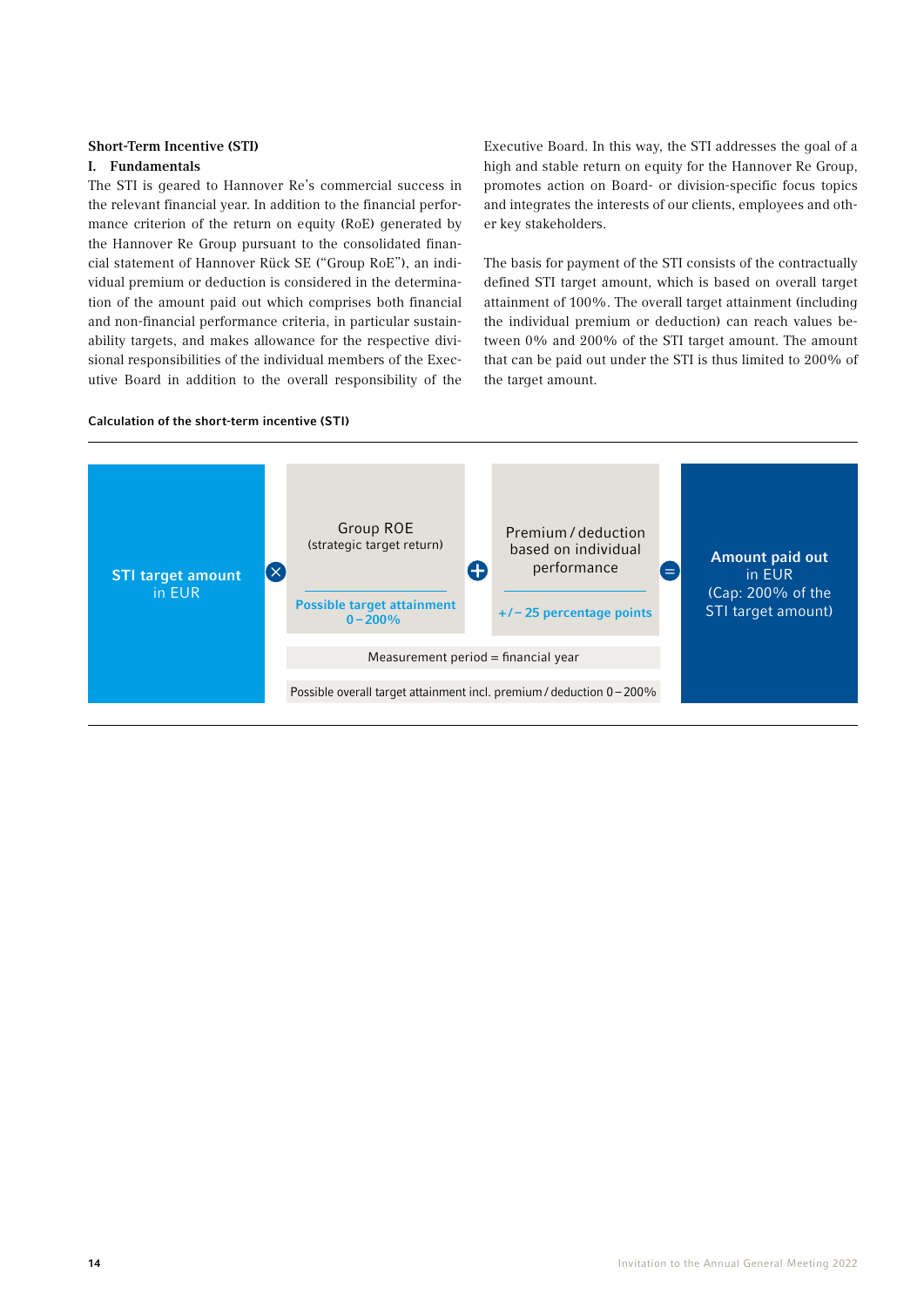**Short-Term Incentive (STI)**

**I. Fundamentals**

The STI is geared to Hannover Re's commercial success in the relevant financial year. In addition to the financial performance criterion of the return on equity (RoE) generated by the Hannover Re Group pursuant to the consolidated financial statement of Hannover Rück SE ("Group RoE"), an individual premium or deduction is considered in the determination of the amount paid out which comprises both financial and non-financial performance criteria, in particular sustainability targets, and makes allowance for the respective divisional responsibilities of the individual members of the Executive Board in addition to the overall responsibility of the Executive Board. In this way, the STI addresses the goal of a high and stable return on equity for the Hannover Re Group, promotes action on Board- or division-specific focus topics and integrates the interests of our clients, employees and other key stakeholders.

The basis for payment of the STI consists of the contractually defined STI target amount, which is based on overall target attainment of 100%. The overall target attainment (including the individual premium or deduction) can reach values between 0% and 200% of the STI target amount. The amount that can be paid out under the STI is thus limited to 200% of the target amount.

**Calculation of the short-term incentive (STI)**

| | | | | | | |
|---|---|---|---|---|---|---|
| **STI target amount** in EUR | × | Group ROE (strategic target return) — **Possible target attainment 0–200%** | + | Premium / deduction based on individual performance — **+/– 25 percentage points** | = | **Amount paid out** in EUR (Cap: 200% of the STI target amount) |
| | | Measurement period = financial year | | | | |
| | | Possible overall target attainment incl. premium / deduction 0–200% | | | | |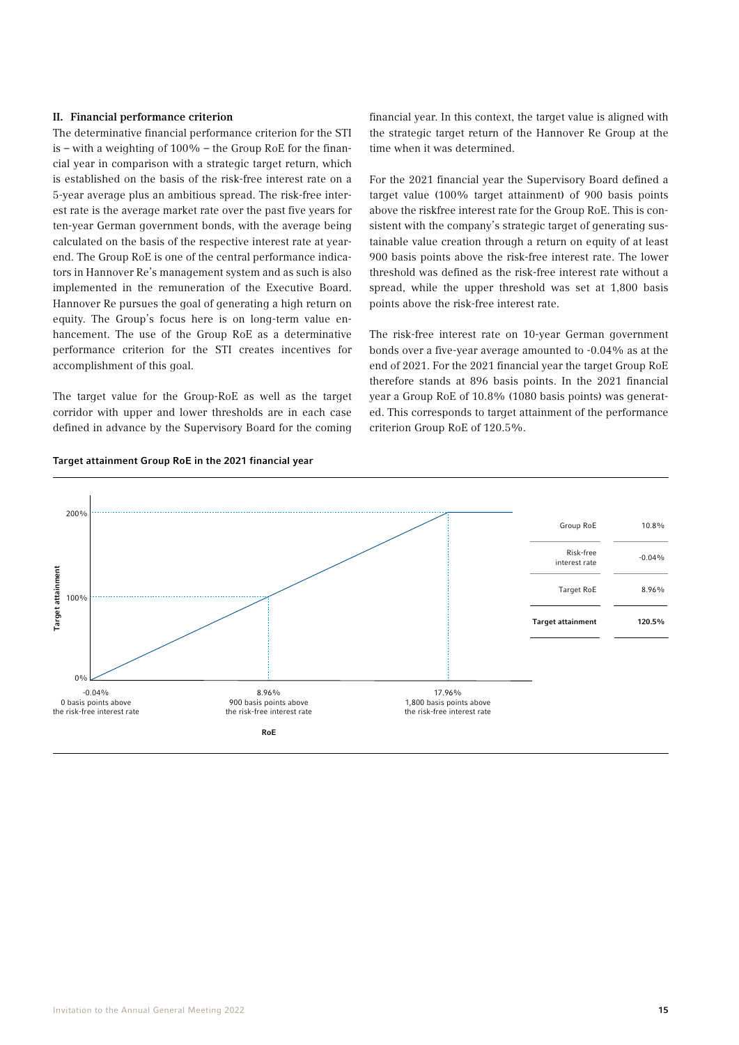### II. Financial performance criterion

The determinative financial performance criterion for the STI is – with a weighting of 100% – the Group RoE for the financial year in comparison with a strategic target return, which is established on the basis of the risk-free interest rate on a 5-year average plus an ambitious spread. The risk-free interest rate is the average market rate over the past five years for ten-year German government bonds, with the average being calculated on the basis of the respective interest rate at year-end. The Group RoE is one of the central performance indicators in Hannover Re's management system and as such is also implemented in the remuneration of the Executive Board. Hannover Re pursues the goal of generating a high return on equity. The Group's focus here is on long-term value enhancement. The use of the Group RoE as a determinative performance criterion for the STI creates incentives for accomplishment of this goal.

The target value for the Group-RoE as well as the target corridor with upper and lower thresholds are in each case defined in advance by the Supervisory Board for the coming financial year. In this context, the target value is aligned with the strategic target return of the Hannover Re Group at the time when it was determined.

For the 2021 financial year the Supervisory Board defined a target value (100% target attainment) of 900 basis points above the riskfree interest rate for the Group RoE. This is consistent with the company's strategic target of generating sustainable value creation through a return on equity of at least 900 basis points above the risk-free interest rate. The lower threshold was defined as the risk-free interest rate without a spread, while the upper threshold was set at 1,800 basis points above the risk-free interest rate.

The risk-free interest rate on 10-year German government bonds over a five-year average amounted to -0.04% as at the end of 2021. For the 2021 financial year the target Group RoE therefore stands at 896 basis points. In the 2021 financial year a Group RoE of 10.8% (1080 basis points) was generated. This corresponds to target attainment of the performance criterion Group RoE of 120.5%.

**Target attainment Group RoE in the 2021 financial year**

Target attainment: 0% – 100% – 200%

RoE:
- -0.04% – 0 basis points above the risk-free interest rate
- 8.96% – 900 basis points above the risk-free interest rate
- 17.96% – 1,800 basis points above the risk-free interest rate

| | |
|---|---|
| Group RoE | 10.8% |
| Risk-free interest rate | -0.04% |
| Target RoE | 8.96% |
| **Target attainment** | **120.5%** |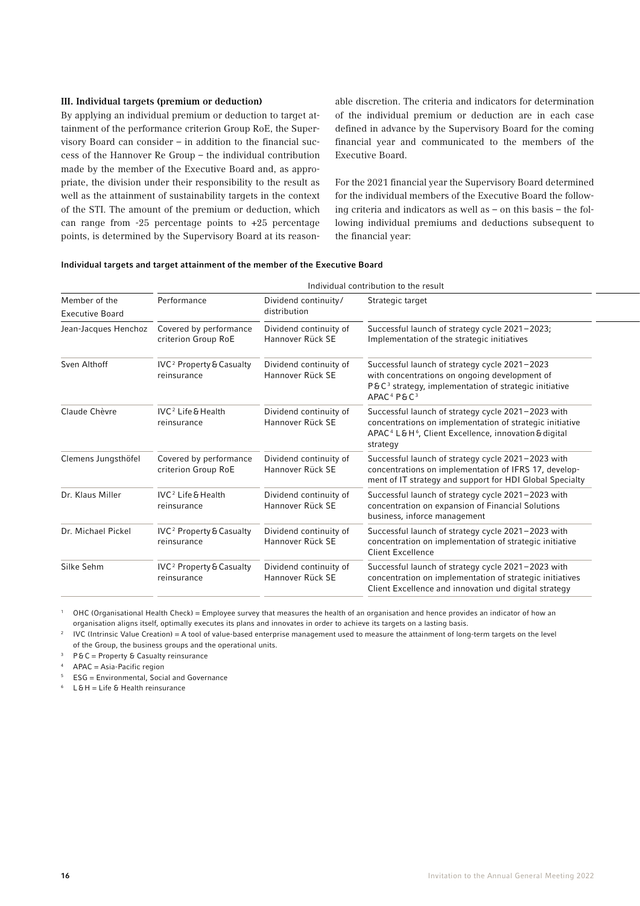### III. Individual targets (premium or deduction)

By applying an individual premium or deduction to target attainment of the performance criterion Group RoE, the Supervisory Board can consider – in addition to the financial success of the Hannover Re Group – the individual contribution made by the member of the Executive Board and, as appropriate, the division under their responsibility to the result as well as the attainment of sustainability targets in the context of the STI. The amount of the premium or deduction, which can range from -25 percentage points to +25 percentage points, is determined by the Supervisory Board at its reasonable discretion. The criteria and indicators for determination of the individual premium or deduction are in each case defined in advance by the Supervisory Board for the coming financial year and communicated to the members of the Executive Board.

For the 2021 financial year the Supervisory Board determined for the individual members of the Executive Board the following criteria and indicators as well as – on this basis – the following individual premiums and deductions subsequent to the financial year:

**Individual targets and target attainment of the member of the Executive Board**

| | Individual contribution to the result | | |
|---|---|---|---|
| Member of the Executive Board | Performance | Dividend continuity/ distribution | Strategic target |
| Jean-Jacques Henchoz | Covered by performance criterion Group RoE | Dividend continuity of Hannover Rück SE | Successful launch of strategy cycle 2021–2023; Implementation of the strategic initiatives |
| Sven Althoff | IVC[2] Property & Casualty reinsurance | Dividend continuity of Hannover Rück SE | Successful launch of strategy cycle 2021–2023 with concentrations on ongoing development of P&C[3] strategy, implementation of strategic initiative APAC[4] P&C[3] |
| Claude Chèvre | IVC[2] Life & Health reinsurance | Dividend continuity of Hannover Rück SE | Successful launch of strategy cycle 2021–2023 with concentrations on implementation of strategic initiative APAC[4] L&H[6], Client Excellence, innovation & digital strategy |
| Clemens Jungsthöfel | Covered by performance criterion Group RoE | Dividend continuity of Hannover Rück SE | Successful launch of strategy cycle 2021–2023 with concentrations on implementation of IFRS 17, development of IT strategy and support for HDI Global Specialty |
| Dr. Klaus Miller | IVC[2] Life & Health reinsurance | Dividend continuity of Hannover Rück SE | Successful launch of strategy cycle 2021–2023 with concentration on expansion of Financial Solutions business, inforce management |
| Dr. Michael Pickel | IVC[2] Property & Casualty reinsurance | Dividend continuity of Hannover Rück SE | Successful launch of strategy cycle 2021–2023 with concentration on implementation of strategic initiative Client Excellence |
| Silke Sehm | IVC[2] Property & Casualty reinsurance | Dividend continuity of Hannover Rück SE | Successful launch of strategy cycle 2021–2023 with concentration on implementation of strategic initiatives Client Excellence and innovation und digital strategy |

[1] OHC (Organisational Health Check) = Employee survey that measures the health of an organisation and hence provides an indicator of how an organisation aligns itself, optimally executes its plans and innovates in order to achieve its targets on a lasting basis.

[2] IVC (Intrinsic Value Creation) = A tool of value-based enterprise management used to measure the attainment of long-term targets on the level of the Group, the business groups and the operational units.

[3] P&C = Property & Casualty reinsurance

[4] APAC = Asia-Pacific region

[5] ESG = Environmental, Social and Governance

[6] L&H = Life & Health reinsurance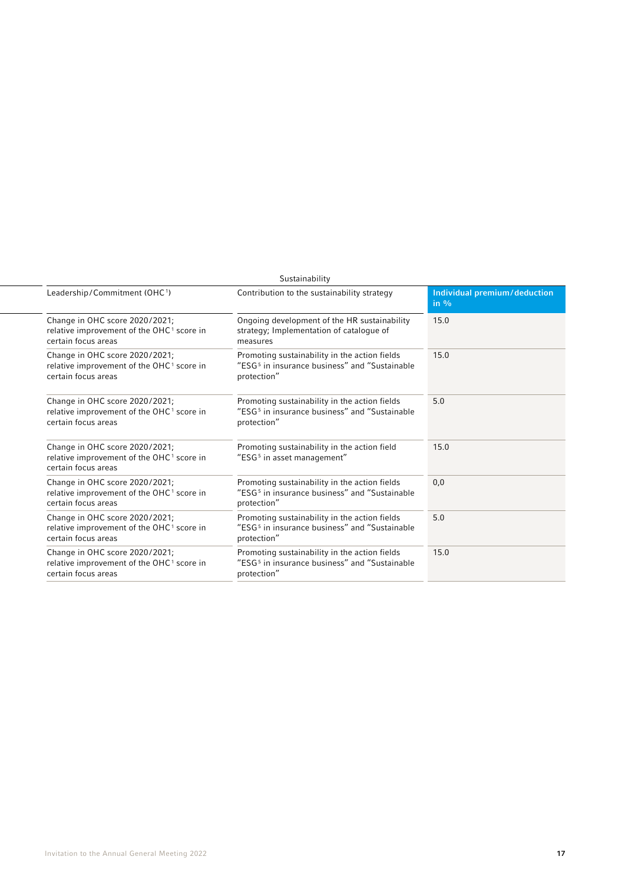| Sustainability | | |
|---|---|---|
| Leadership/Commitment (OHC[1]) | Contribution to the sustainability strategy | Individual premium/deduction in % |
| Change in OHC score 2020/2021; relative improvement of the OHC[1] score in certain focus areas | Ongoing development of the HR sustainability strategy; Implementation of catalogue of measures | 15.0 |
| Change in OHC score 2020/2021; relative improvement of the OHC[1] score in certain focus areas | Promoting sustainability in the action fields "ESG[5] in insurance business" and "Sustainable protection" | 15.0 |
| Change in OHC score 2020/2021; relative improvement of the OHC[1] score in certain focus areas | Promoting sustainability in the action fields "ESG[5] in insurance business" and "Sustainable protection" | 5.0 |
| Change in OHC score 2020/2021; relative improvement of the OHC[1] score in certain focus areas | Promoting sustainability in the action field "ESG[5] in asset management" | 15.0 |
| Change in OHC score 2020/2021; relative improvement of the OHC[1] score in certain focus areas | Promoting sustainability in the action fields "ESG[5] in insurance business" and "Sustainable protection" | 0,0 |
| Change in OHC score 2020/2021; relative improvement of the OHC[1] score in certain focus areas | Promoting sustainability in the action fields "ESG[5] in insurance business" and "Sustainable protection" | 5.0 |
| Change in OHC score 2020/2021; relative improvement of the OHC[1] score in certain focus areas | Promoting sustainability in the action fields "ESG[5] in insurance business" and "Sustainable protection" | 15.0 |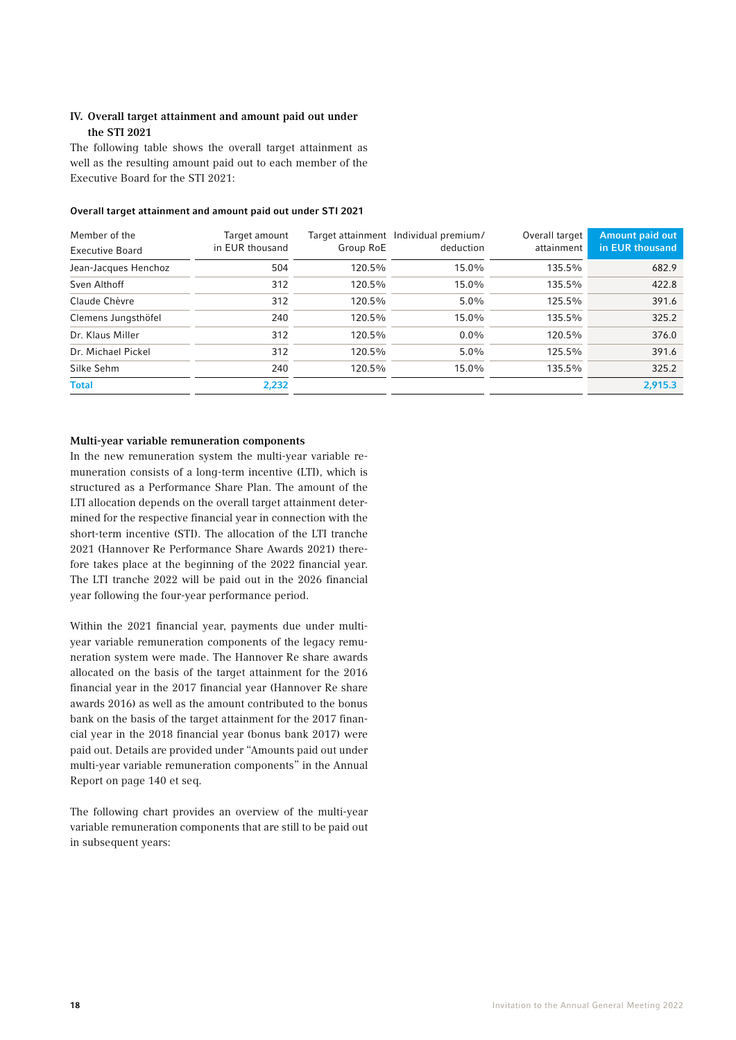### IV. Overall target attainment and amount paid out under the STI 2021

The following table shows the overall target attainment as well as the resulting amount paid out to each member of the Executive Board for the STI 2021:

**Overall target attainment and amount paid out under STI 2021**

| Member of the Executive Board | Target amount in EUR thousand | Target attainment Group RoE | Individual premium/ deduction | Overall target attainment | Amount paid out in EUR thousand |
|---|---|---|---|---|---|
| Jean-Jacques Henchoz | 504 | 120.5% | 15.0% | 135.5% | 682.9 |
| Sven Althoff | 312 | 120.5% | 15.0% | 135.5% | 422.8 |
| Claude Chèvre | 312 | 120.5% | 5.0% | 125.5% | 391.6 |
| Clemens Jungsthöfel | 240 | 120.5% | 15.0% | 135.5% | 325.2 |
| Dr. Klaus Miller | 312 | 120.5% | 0.0% | 120.5% | 376.0 |
| Dr. Michael Pickel | 312 | 120.5% | 5.0% | 125.5% | 391.6 |
| Silke Sehm | 240 | 120.5% | 15.0% | 135.5% | 325.2 |
| **Total** | **2,232** | | | | **2,915.3** |

**Multi-year variable remuneration components**

In the new remuneration system the multi-year variable remuneration consists of a long-term incentive (LTI), which is structured as a Performance Share Plan. The amount of the LTI allocation depends on the overall target attainment determined for the respective financial year in connection with the short-term incentive (STI). The allocation of the LTI tranche 2021 (Hannover Re Performance Share Awards 2021) therefore takes place at the beginning of the 2022 financial year. The LTI tranche 2022 will be paid out in the 2026 financial year following the four-year performance period.

Within the 2021 financial year, payments due under multi-year variable remuneration components of the legacy remuneration system were made. The Hannover Re share awards allocated on the basis of the target attainment for the 2016 financial year in the 2017 financial year (Hannover Re share awards 2016) as well as the amount contributed to the bonus bank on the basis of the target attainment for the 2017 financial year in the 2018 financial year (bonus bank 2017) were paid out. Details are provided under "Amounts paid out under multi-year variable remuneration components" in the Annual Report on page 140 et seq.

The following chart provides an overview of the multi-year variable remuneration components that are still to be paid out in subsequent years: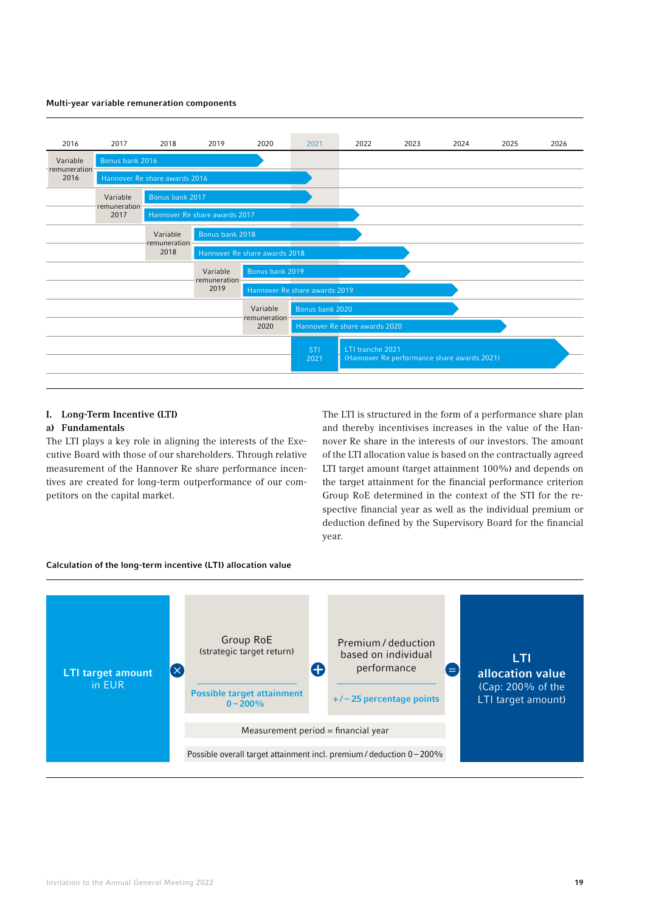**Multi-year variable remuneration components**

| 2016 | 2017 | 2018 | 2019 | 2020 | 2021 | 2022 | 2023 | 2024 | 2025 | 2026 |
|---|---|---|---|---|---|---|---|---|---|---|
| Variable remuneration 2016 | Bonus bank 2016 | | | | | | | | | |
| | Hannover Re share awards 2016 | | | | | | | | | |
| | Variable remuneration 2017 | Bonus bank 2017 | | | | | | | | |
| | | Hannover Re share awards 2017 | | | | | | | | |
| | | Variable remuneration 2018 | Bonus bank 2018 | | | | | | | |
| | | | Hannover Re share awards 2018 | | | | | | | |
| | | | Variable remuneration 2019 | Bonus bank 2019 | | | | | | |
| | | | | Hannover Re share awards 2019 | | | | | | |
| | | | | Variable remuneration 2020 | Bonus bank 2020 | | | | | |
| | | | | | Hannover Re share awards 2020 | | | | | |
| | | | | | STI 2021 | LTI tranche 2021 (Hannover Re performance share awards 2021) | | | | |

## I. Long-Term Incentive (LTI)

### a) Fundamentals

The LTI plays a key role in aligning the interests of the Executive Board with those of our shareholders. Through relative measurement of the Hannover Re share performance incentives are created for long-term outperformance of our competitors on the capital market.

The LTI is structured in the form of a performance share plan and thereby incentivises increases in the value of the Hannover Re share in the interests of our investors. The amount of the LTI allocation value is based on the contractually agreed LTI target amount (target attainment 100%) and depends on the target attainment for the financial performance criterion Group RoE determined in the context of the STI for the respective financial year as well as the individual premium or deduction defined by the Supervisory Board for the financial year.

**Calculation of the long-term incentive (LTI) allocation value**

LTI target amount in EUR × Group RoE (strategic target return) — Possible target attainment 0 – 200% + Premium / deduction based on individual performance — +/– 25 percentage points = LTI allocation value (Cap: 200% of the LTI target amount)

Measurement period = financial year

Possible overall target attainment incl. premium / deduction 0 – 200%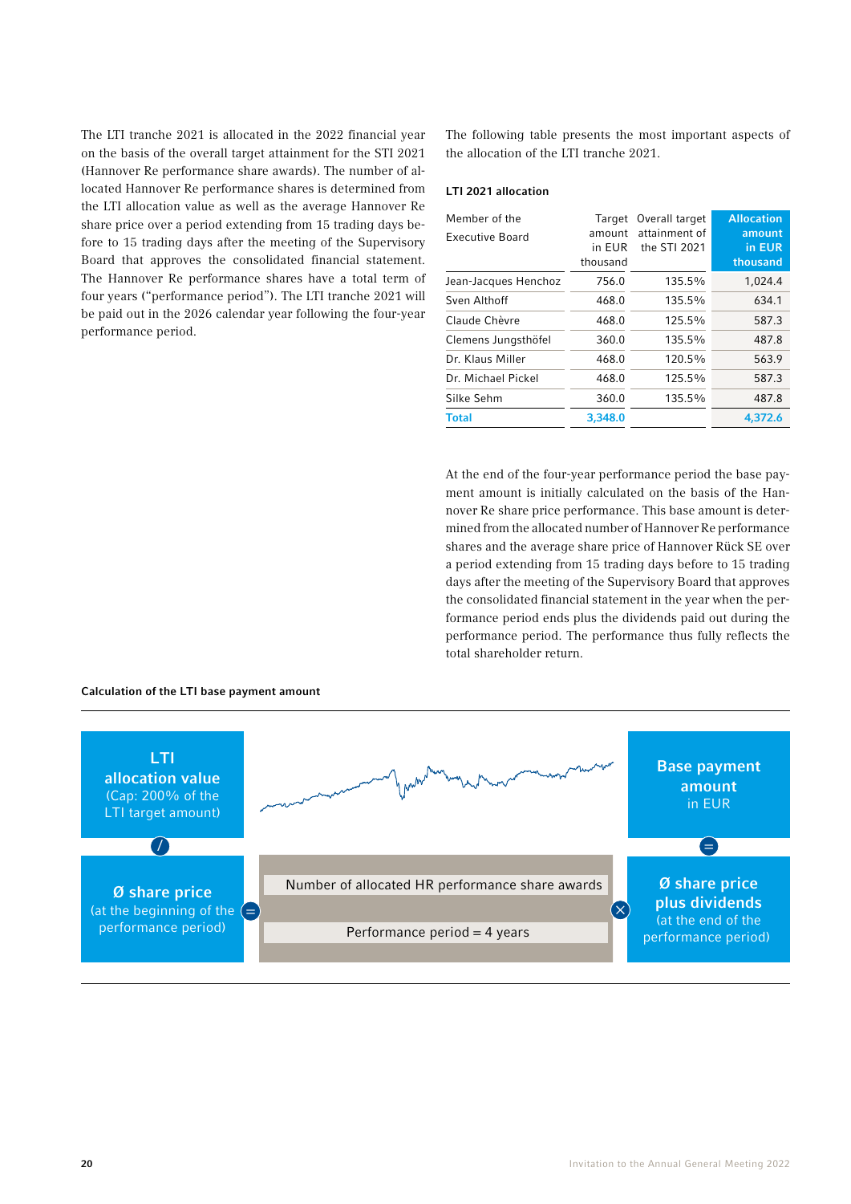The LTI tranche 2021 is allocated in the 2022 financial year on the basis of the overall target attainment for the STI 2021 (Hannover Re performance share awards). The number of allocated Hannover Re performance shares is determined from the LTI allocation value as well as the average Hannover Re share price over a period extending from 15 trading days before to 15 trading days after the meeting of the Supervisory Board that approves the consolidated financial statement. The Hannover Re performance shares have a total term of four years ("performance period"). The LTI tranche 2021 will be paid out in the 2026 calendar year following the four-year performance period.

The following table presents the most important aspects of the allocation of the LTI tranche 2021.

**LTI 2021 allocation**

| Member of the Executive Board | Target amount in EUR thousand | Overall target attainment of the STI 2021 | Allocation amount in EUR thousand |
|---|---|---|---|
| Jean-Jacques Henchoz | 756.0 | 135.5% | 1,024.4 |
| Sven Althoff | 468.0 | 135.5% | 634.1 |
| Claude Chèvre | 468.0 | 125.5% | 587.3 |
| Clemens Jungsthöfel | 360.0 | 135.5% | 487.8 |
| Dr. Klaus Miller | 468.0 | 120.5% | 563.9 |
| Dr. Michael Pickel | 468.0 | 125.5% | 587.3 |
| Silke Sehm | 360.0 | 135.5% | 487.8 |
| **Total** | **3,348.0** | | **4,372.6** |

At the end of the four-year performance period the base payment amount is initially calculated on the basis of the Hannover Re share price performance. This base amount is determined from the allocated number of Hannover Re performance shares and the average share price of Hannover Rück SE over a period extending from 15 trading days before to 15 trading days after the meeting of the Supervisory Board that approves the consolidated financial statement in the year when the performance period ends plus the dividends paid out during the performance period. The performance thus fully reflects the total shareholder return.

**Calculation of the LTI base payment amount**

**LTI allocation value** (Cap: 200% of the LTI target amount)

/

**Ø share price** (at the beginning of the performance period)

=

Number of allocated HR performance share awards

Performance period = 4 years

×

**Ø share price plus dividends** (at the end of the performance period)

=

**Base payment amount** in EUR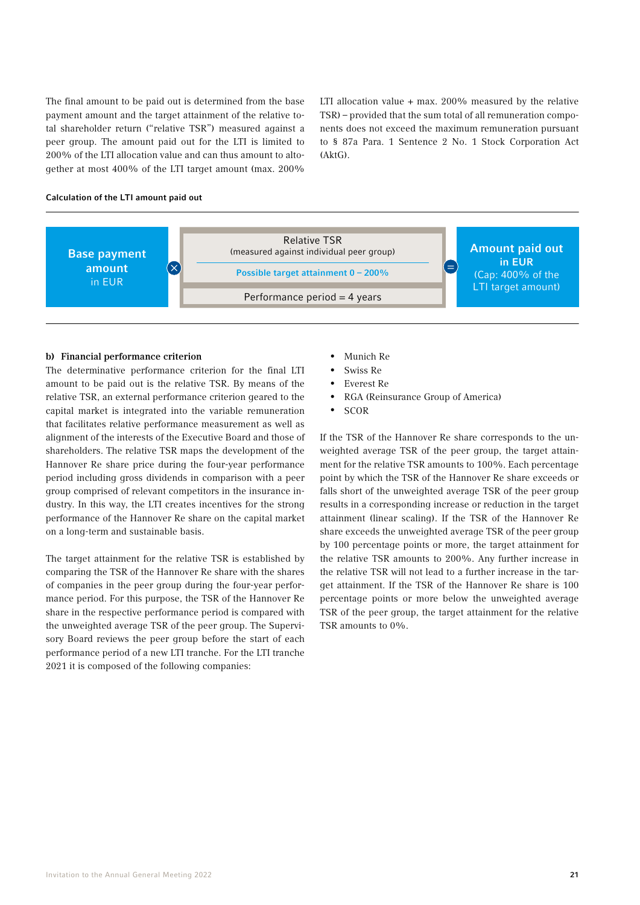The final amount to be paid out is determined from the base payment amount and the target attainment of the relative total shareholder return ("relative TSR") measured against a peer group. The amount paid out for the LTI is limited to 200% of the LTI allocation value and can thus amount to altogether at most 400% of the LTI target amount (max. 200% LTI allocation value + max. 200% measured by the relative TSR) – provided that the sum total of all remuneration components does not exceed the maximum remuneration pursuant to § 87a Para. 1 Sentence 2 No. 1 Stock Corporation Act (AktG).

**Calculation of the LTI amount paid out**

| Base payment amount in EUR | × | Relative TSR (measured against individual peer group) — Possible target attainment 0 – 200% — Performance period = 4 years | = | Amount paid out in EUR (Cap: 400% of the LTI target amount) |
|---|---|---|---|---|

**b) Financial performance criterion**

The determinative performance criterion for the final LTI amount to be paid out is the relative TSR. By means of the relative TSR, an external performance criterion geared to the capital market is integrated into the variable remuneration that facilitates relative performance measurement as well as alignment of the interests of the Executive Board and those of shareholders. The relative TSR maps the development of the Hannover Re share price during the four-year performance period including gross dividends in comparison with a peer group comprised of relevant competitors in the insurance industry. In this way, the LTI creates incentives for the strong performance of the Hannover Re share on the capital market on a long-term and sustainable basis.

The target attainment for the relative TSR is established by comparing the TSR of the Hannover Re share with the shares of companies in the peer group during the four-year performance period. For this purpose, the TSR of the Hannover Re share in the respective performance period is compared with the unweighted average TSR of the peer group. The Supervisory Board reviews the peer group before the start of each performance period of a new LTI tranche. For the LTI tranche 2021 it is composed of the following companies:

- Munich Re
- Swiss Re
- Everest Re
- RGA (Reinsurance Group of America)
- SCOR

If the TSR of the Hannover Re share corresponds to the unweighted average TSR of the peer group, the target attainment for the relative TSR amounts to 100%. Each percentage point by which the TSR of the Hannover Re share exceeds or falls short of the unweighted average TSR of the peer group results in a corresponding increase or reduction in the target attainment (linear scaling). If the TSR of the Hannover Re share exceeds the unweighted average TSR of the peer group by 100 percentage points or more, the target attainment for the relative TSR amounts to 200%. Any further increase in the relative TSR will not lead to a further increase in the target attainment. If the TSR of the Hannover Re share is 100 percentage points or more below the unweighted average TSR of the peer group, the target attainment for the relative TSR amounts to 0%.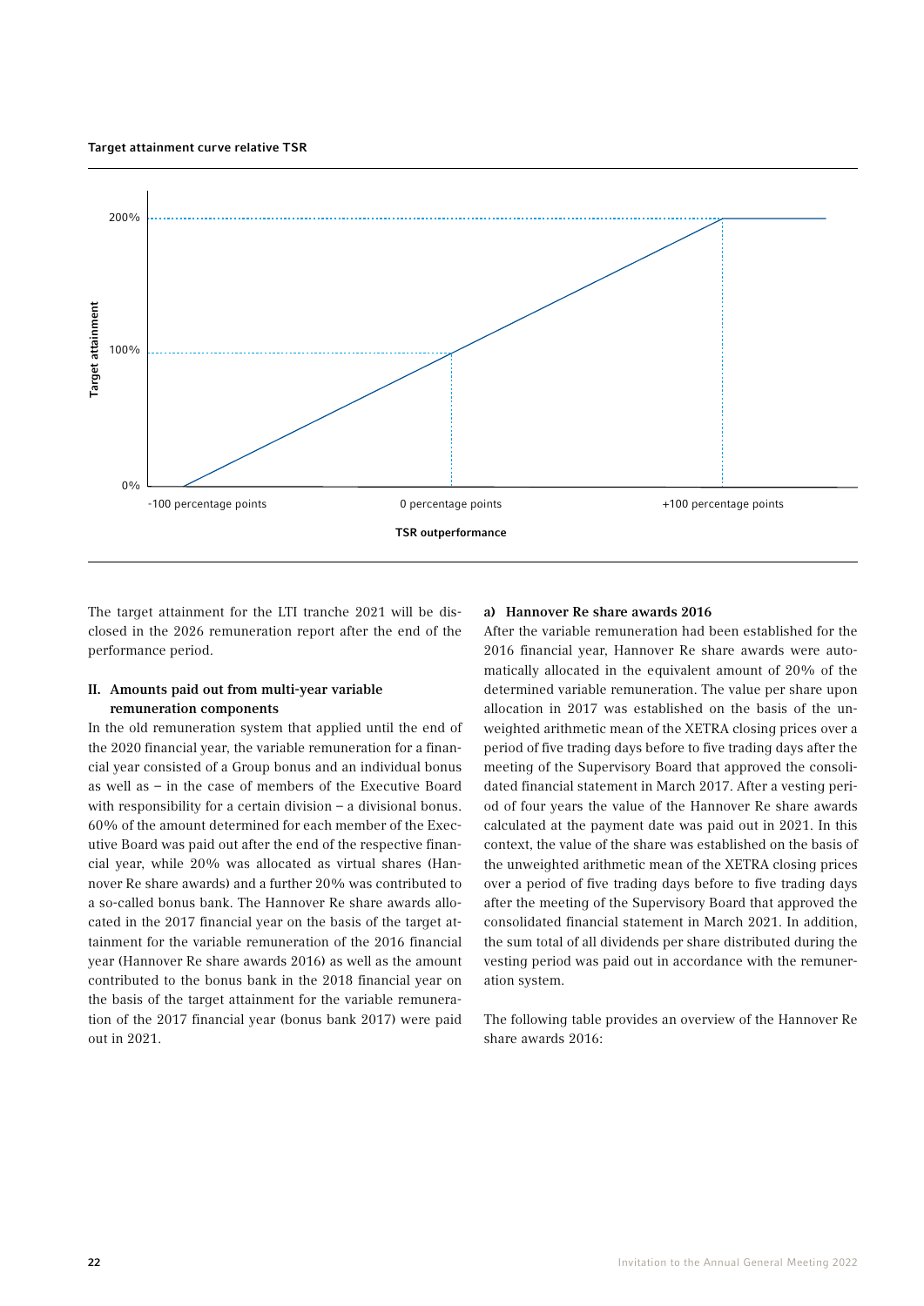**Target attainment curve relative TSR**

Target attainment: 0%, 100%, 200%

TSR outperformance: -100 percentage points, 0 percentage points, +100 percentage points

The target attainment for the LTI tranche 2021 will be disclosed in the 2026 remuneration report after the end of the performance period.

### II. Amounts paid out from multi-year variable remuneration components

In the old remuneration system that applied until the end of the 2020 financial year, the variable remuneration for a financial year consisted of a Group bonus and an individual bonus as well as – in the case of members of the Executive Board with responsibility for a certain division – a divisional bonus. 60% of the amount determined for each member of the Executive Board was paid out after the end of the respective financial year, while 20% was allocated as virtual shares (Hannover Re share awards) and a further 20% was contributed to a so-called bonus bank. The Hannover Re share awards allocated in the 2017 financial year on the basis of the target attainment for the variable remuneration of the 2016 financial year (Hannover Re share awards 2016) as well as the amount contributed to the bonus bank in the 2018 financial year on the basis of the target attainment for the variable remuneration of the 2017 financial year (bonus bank 2017) were paid out in 2021.

#### a) Hannover Re share awards 2016

After the variable remuneration had been established for the 2016 financial year, Hannover Re share awards were automatically allocated in the equivalent amount of 20% of the determined variable remuneration. The value per share upon allocation in 2017 was established on the basis of the unweighted arithmetic mean of the XETRA closing prices over a period of five trading days before to five trading days after the meeting of the Supervisory Board that approved the consolidated financial statement in March 2017. After a vesting period of four years the value of the Hannover Re share awards calculated at the payment date was paid out in 2021. In this context, the value of the share was established on the basis of the unweighted arithmetic mean of the XETRA closing prices over a period of five trading days before to five trading days after the meeting of the Supervisory Board that approved the consolidated financial statement in March 2021. In addition, the sum total of all dividends per share distributed during the vesting period was paid out in accordance with the remuneration system.

The following table provides an overview of the Hannover Re share awards 2016: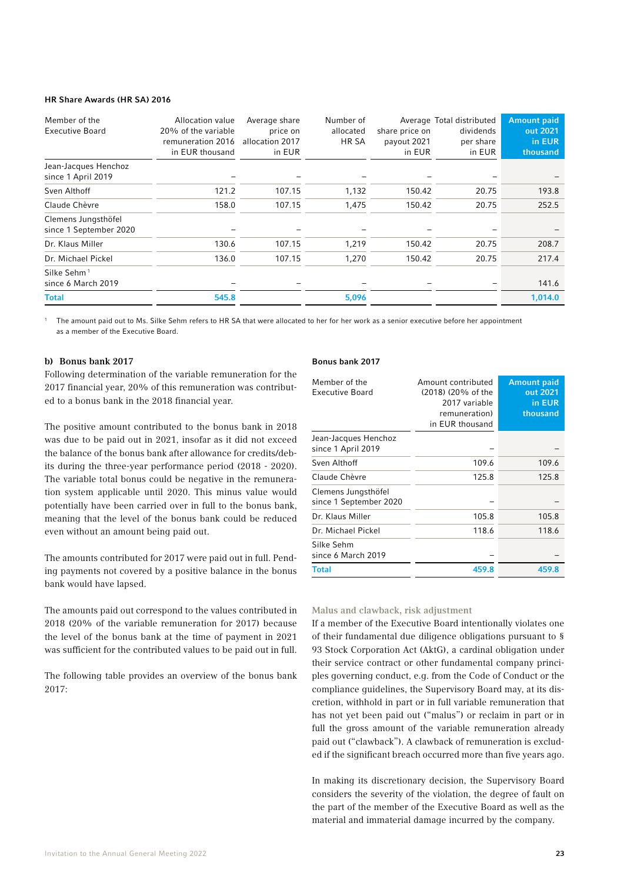**HR Share Awards (HR SA) 2016**

| Member of the Executive Board | Allocation value 20% of the variable remuneration 2016 in EUR thousand | Average share price on allocation 2017 in EUR | Number of allocated HR SA | Average share price on payout 2021 in EUR | Total distributed dividends per share in EUR | Amount paid out 2021 in EUR thousand |
|---|---|---|---|---|---|---|
| Jean-Jacques Henchoz since 1 April 2019 | – | – | – | – | – | – |
| Sven Althoff | 121.2 | 107.15 | 1,132 | 150.42 | 20.75 | 193.8 |
| Claude Chèvre | 158.0 | 107.15 | 1,475 | 150.42 | 20.75 | 252.5 |
| Clemens Jungsthöfel since 1 September 2020 | – | – | – | – | – | – |
| Dr. Klaus Miller | 130.6 | 107.15 | 1,219 | 150.42 | 20.75 | 208.7 |
| Dr. Michael Pickel | 136.0 | 107.15 | 1,270 | 150.42 | 20.75 | 217.4 |
| Silke Sehm[1] since 6 March 2019 | – | – | – | – | – | 141.6 |
| **Total** | **545.8** | | **5,096** | | | **1,014.0** |

[1] The amount paid out to Ms. Silke Sehm refers to HR SA that were allocated to her for her work as a senior executive before her appointment as a member of the Executive Board.

### b) Bonus bank 2017

Following determination of the variable remuneration for the 2017 financial year, 20% of this remuneration was contributed to a bonus bank in the 2018 financial year.

The positive amount contributed to the bonus bank in 2018 was due to be paid out in 2021, insofar as it did not exceed the balance of the bonus bank after allowance for credits/debits during the three-year performance period (2018 - 2020). The variable total bonus could be negative in the remuneration system applicable until 2020. This minus value would potentially have been carried over in full to the bonus bank, meaning that the level of the bonus bank could be reduced even without an amount being paid out.

The amounts contributed for 2017 were paid out in full. Pending payments not covered by a positive balance in the bonus bank would have lapsed.

The amounts paid out correspond to the values contributed in 2018 (20% of the variable remuneration for 2017) because the level of the bonus bank at the time of payment in 2021 was sufficient for the contributed values to be paid out in full.

The following table provides an overview of the bonus bank 2017:

**Bonus bank 2017**

| Member of the Executive Board | Amount contributed (2018) (20% of the 2017 variable remuneration) in EUR thousand | Amount paid out 2021 in EUR thousand |
|---|---|---|
| Jean-Jacques Henchoz since 1 April 2019 | – | – |
| Sven Althoff | 109.6 | 109.6 |
| Claude Chèvre | 125.8 | 125.8 |
| Clemens Jungsthöfel since 1 September 2020 | – | – |
| Dr. Klaus Miller | 105.8 | 105.8 |
| Dr. Michael Pickel | 118.6 | 118.6 |
| Silke Sehm since 6 March 2019 | – | – |
| **Total** | **459.8** | **459.8** |

#### Malus and clawback, risk adjustment

If a member of the Executive Board intentionally violates one of their fundamental due diligence obligations pursuant to § 93 Stock Corporation Act (AktG), a cardinal obligation under their service contract or other fundamental company principles governing conduct, e.g. from the Code of Conduct or the compliance guidelines, the Supervisory Board may, at its discretion, withhold in part or in full variable remuneration that has not yet been paid out ("malus") or reclaim in part or in full the gross amount of the variable remuneration already paid out ("clawback"). A clawback of remuneration is excluded if the significant breach occurred more than five years ago.

In making its discretionary decision, the Supervisory Board considers the severity of the violation, the degree of fault on the part of the member of the Executive Board as well as the material and immaterial damage incurred by the company.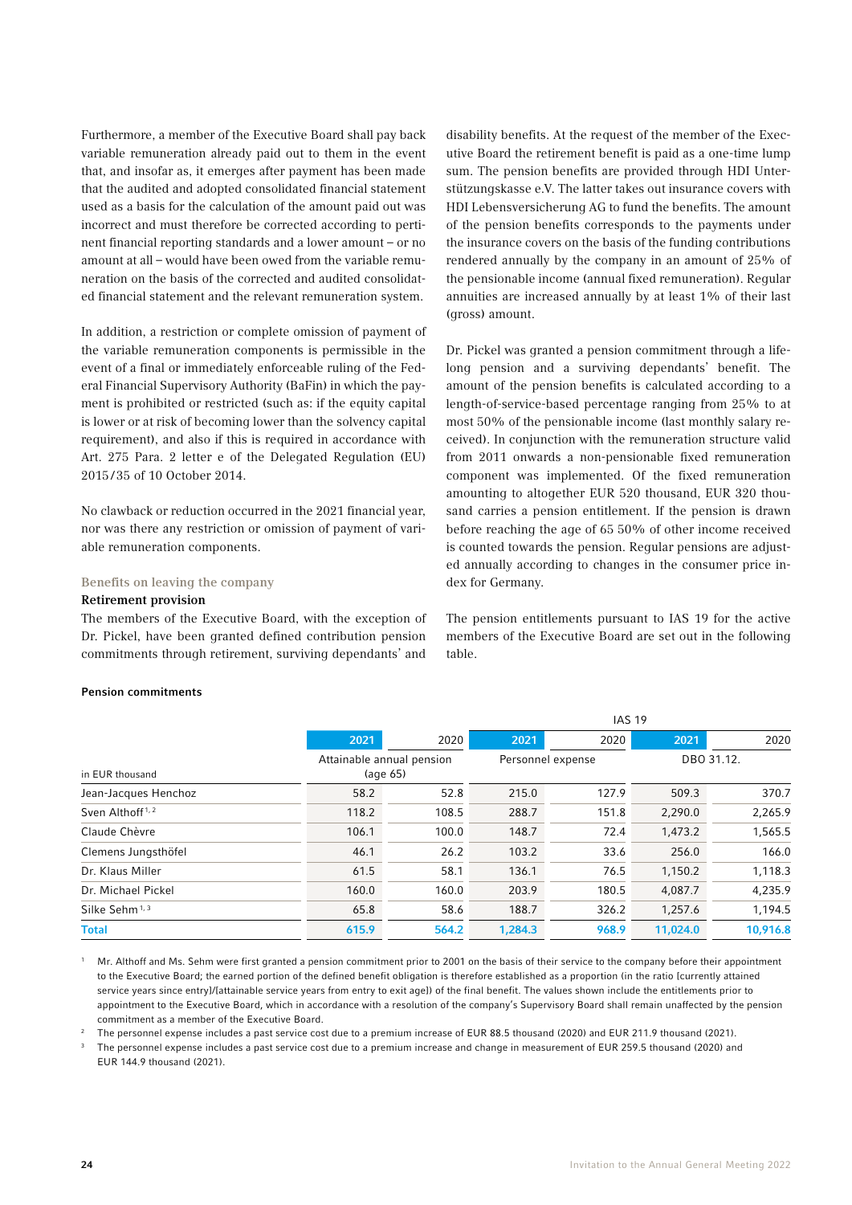Furthermore, a member of the Executive Board shall pay back variable remuneration already paid out to them in the event that, and insofar as, it emerges after payment has been made that the audited and adopted consolidated financial statement used as a basis for the calculation of the amount paid out was incorrect and must therefore be corrected according to pertinent financial reporting standards and a lower amount – or no amount at all – would have been owed from the variable remuneration on the basis of the corrected and audited consolidated financial statement and the relevant remuneration system.

In addition, a restriction or complete omission of payment of the variable remuneration components is permissible in the event of a final or immediately enforceable ruling of the Federal Financial Supervisory Authority (BaFin) in which the payment is prohibited or restricted (such as: if the equity capital is lower or at risk of becoming lower than the solvency capital requirement), and also if this is required in accordance with Art. 275 Para. 2 letter e of the Delegated Regulation (EU) 2015/35 of 10 October 2014.

No clawback or reduction occurred in the 2021 financial year, nor was there any restriction or omission of payment of variable remuneration components.

### Benefits on leaving the company

#### Retirement provision

The members of the Executive Board, with the exception of Dr. Pickel, have been granted defined contribution pension commitments through retirement, surviving dependants' and disability benefits. At the request of the member of the Executive Board the retirement benefit is paid as a one-time lump sum. The pension benefits are provided through HDI Unterstützungskasse e.V. The latter takes out insurance covers with HDI Lebensversicherung AG to fund the benefits. The amount of the pension benefits corresponds to the payments under the insurance covers on the basis of the funding contributions rendered annually by the company in an amount of 25% of the pensionable income (annual fixed remuneration). Regular annuities are increased annually by at least 1% of their last (gross) amount.

Dr. Pickel was granted a pension commitment through a lifelong pension and a surviving dependants' benefit. The amount of the pension benefits is calculated according to a length-of-service-based percentage ranging from 25% to at most 50% of the pensionable income (last monthly salary received). In conjunction with the remuneration structure valid from 2011 onwards a non-pensionable fixed remuneration component was implemented. Of the fixed remuneration amounting to altogether EUR 520 thousand, EUR 320 thousand carries a pension entitlement. If the pension is drawn before reaching the age of 65 50% of other income received is counted towards the pension. Regular pensions are adjusted annually according to changes in the consumer price index for Germany.

The pension entitlements pursuant to IAS 19 for the active members of the Executive Board are set out in the following table.

**Pension commitments**

| | | | IAS 19 | | | |
|---|---|---|---|---|---|---|
| | 2021 | 2020 | 2021 | 2020 | 2021 | 2020 |
| in EUR thousand | Attainable annual pension (age 65) | | Personnel expense | | DBO 31.12. | |
| Jean-Jacques Henchoz | 58.2 | 52.8 | 215.0 | 127.9 | 509.3 | 370.7 |
| Sven Althoff[1, 2] | 118.2 | 108.5 | 288.7 | 151.8 | 2,290.0 | 2,265.9 |
| Claude Chèvre | 106.1 | 100.0 | 148.7 | 72.4 | 1,473.2 | 1,565.5 |
| Clemens Jungsthöfel | 46.1 | 26.2 | 103.2 | 33.6 | 256.0 | 166.0 |
| Dr. Klaus Miller | 61.5 | 58.1 | 136.1 | 76.5 | 1,150.2 | 1,118.3 |
| Dr. Michael Pickel | 160.0 | 160.0 | 203.9 | 180.5 | 4,087.7 | 4,235.9 |
| Silke Sehm[1, 3] | 65.8 | 58.6 | 188.7 | 326.2 | 1,257.6 | 1,194.5 |
| **Total** | **615.9** | **564.2** | **1,284.3** | **968.9** | **11,024.0** | **10,916.8** |

[1] Mr. Althoff and Ms. Sehm were first granted a pension commitment prior to 2001 on the basis of their service to the company before their appointment to the Executive Board; the earned portion of the defined benefit obligation is therefore established as a proportion (in the ratio [currently attained service years since entry]/[attainable service years from entry to exit age]) of the final benefit. The values shown include the entitlements prior to appointment to the Executive Board, which in accordance with a resolution of the company's Supervisory Board shall remain unaffected by the pension commitment as a member of the Executive Board.

[2] The personnel expense includes a past service cost due to a premium increase of EUR 88.5 thousand (2020) and EUR 211.9 thousand (2021).

[3] The personnel expense includes a past service cost due to a premium increase and change in measurement of EUR 259.5 thousand (2020) and EUR 144.9 thousand (2021).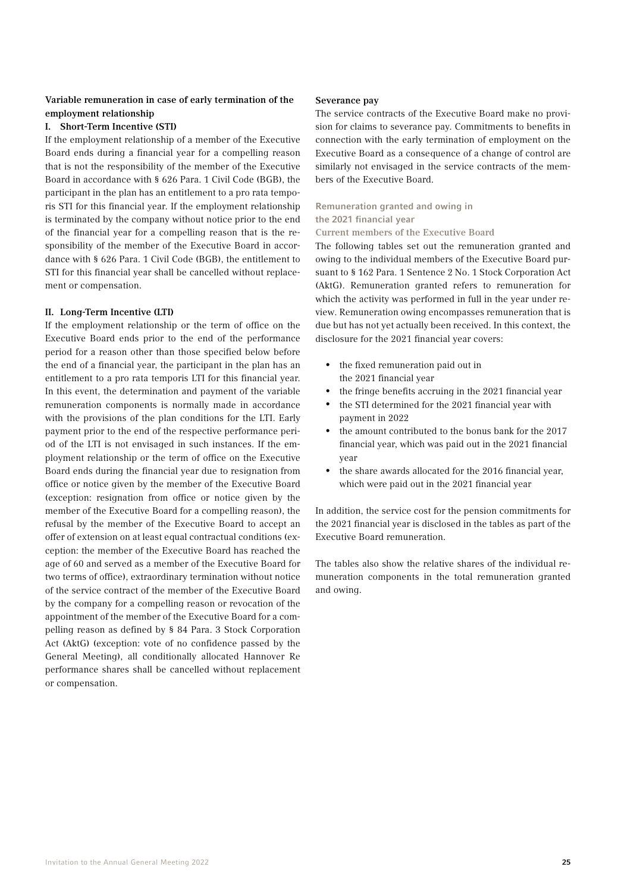### Variable remuneration in case of early termination of the employment relationship

#### I. Short-Term Incentive (STI)

If the employment relationship of a member of the Executive Board ends during a financial year for a compelling reason that is not the responsibility of the member of the Executive Board in accordance with § 626 Para. 1 Civil Code (BGB), the participant in the plan has an entitlement to a pro rata temporis STI for this financial year. If the employment relationship is terminated by the company without notice prior to the end of the financial year for a compelling reason that is the responsibility of the member of the Executive Board in accordance with § 626 Para. 1 Civil Code (BGB), the entitlement to STI for this financial year shall be cancelled without replacement or compensation.

#### II. Long-Term Incentive (LTI)

If the employment relationship or the term of office on the Executive Board ends prior to the end of the performance period for a reason other than those specified below before the end of a financial year, the participant in the plan has an entitlement to a pro rata temporis LTI for this financial year. In this event, the determination and payment of the variable remuneration components is normally made in accordance with the provisions of the plan conditions for the LTI. Early payment prior to the end of the respective performance period of the LTI is not envisaged in such instances. If the employment relationship or the term of office on the Executive Board ends during the financial year due to resignation from office or notice given by the member of the Executive Board (exception: resignation from office or notice given by the member of the Executive Board for a compelling reason), the refusal by the member of the Executive Board to accept an offer of extension on at least equal contractual conditions (exception: the member of the Executive Board has reached the age of 60 and served as a member of the Executive Board for two terms of office), extraordinary termination without notice of the service contract of the member of the Executive Board by the company for a compelling reason or revocation of the appointment of the member of the Executive Board for a compelling reason as defined by § 84 Para. 3 Stock Corporation Act (AktG) (exception: vote of no confidence passed by the General Meeting), all conditionally allocated Hannover Re performance shares shall be cancelled without replacement or compensation.

### Severance pay

The service contracts of the Executive Board make no provision for claims to severance pay. Commitments to benefits in connection with the early termination of employment on the Executive Board as a consequence of a change of control are similarly not envisaged in the service contracts of the members of the Executive Board.

## Remuneration granted and owing in the 2021 financial year

### Current members of the Executive Board

The following tables set out the remuneration granted and owing to the individual members of the Executive Board pursuant to § 162 Para. 1 Sentence 2 No. 1 Stock Corporation Act (AktG). Remuneration granted refers to remuneration for which the activity was performed in full in the year under review. Remuneration owing encompasses remuneration that is due but has not yet actually been received. In this context, the disclosure for the 2021 financial year covers:

- the fixed remuneration paid out in the 2021 financial year
- the fringe benefits accruing in the 2021 financial year
- the STI determined for the 2021 financial year with payment in 2022
- the amount contributed to the bonus bank for the 2017 financial year, which was paid out in the 2021 financial year
- the share awards allocated for the 2016 financial year, which were paid out in the 2021 financial year

In addition, the service cost for the pension commitments for the 2021 financial year is disclosed in the tables as part of the Executive Board remuneration.

The tables also show the relative shares of the individual remuneration components in the total remuneration granted and owing.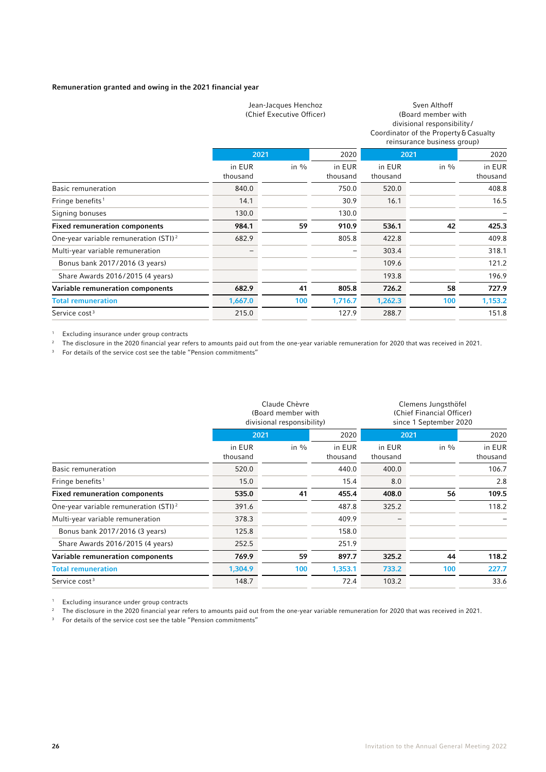#### Remuneration granted and owing in the 2021 financial year

| | Jean-Jacques Henchoz (Chief Executive Officer) | | | Sven Althoff (Board member with divisional responsibility/ Coordinator of the Property & Casualty reinsurance business group) | | |
|---|---|---|---|---|---|---|
| | 2021 | | 2020 | 2021 | | 2020 |
| | in EUR thousand | in % | in EUR thousand | in EUR thousand | in % | in EUR thousand |
| Basic remuneration | 840.0 | | 750.0 | 520.0 | | 408.8 |
| Fringe benefits[1] | 14.1 | | 30.9 | 16.1 | | 16.5 |
| Signing bonuses | 130.0 | | 130.0 | | | – |
| **Fixed remuneration components** | **984.1** | **59** | **910.9** | **536.1** | **42** | **425.3** |
| One-year variable remuneration (STI)[2] | 682.9 | | 805.8 | 422.8 | | 409.8 |
| Multi-year variable remuneration | – | | – | 303.4 | | 318.1 |
| Bonus bank 2017/2016 (3 years) | | | | 109.6 | | 121.2 |
| Share Awards 2016/2015 (4 years) | | | | 193.8 | | 196.9 |
| **Variable remuneration components** | **682.9** | **41** | **805.8** | **726.2** | **58** | **727.9** |
| **Total remuneration** | **1,667.0** | **100** | **1,716.7** | **1,262.3** | **100** | **1,153.2** |
| Service cost[3] | 215.0 | | 127.9 | 288.7 | | 151.8 |

[1] Excluding insurance under group contracts
[2] The disclosure in the 2020 financial year refers to amounts paid out from the one-year variable remuneration for 2020 that was received in 2021.
[3] For details of the service cost see the table "Pension commitments"

| | Claude Chèvre (Board member with divisional responsibility) | | | Clemens Jungsthöfel (Chief Financial Officer) since 1 September 2020 | | |
|---|---|---|---|---|---|---|
| | 2021 | | 2020 | 2021 | | 2020 |
| | in EUR thousand | in % | in EUR thousand | in EUR thousand | in % | in EUR thousand |
| Basic remuneration | 520.0 | | 440.0 | 400.0 | | 106.7 |
| Fringe benefits[1] | 15.0 | | 15.4 | 8.0 | | 2.8 |
| **Fixed remuneration components** | **535.0** | **41** | **455.4** | **408.0** | **56** | **109.5** |
| One-year variable remuneration (STI)[2] | 391.6 | | 487.8 | 325.2 | | 118.2 |
| Multi-year variable remuneration | 378.3 | | 409.9 | – | | – |
| Bonus bank 2017/2016 (3 years) | 125.8 | | 158.0 | | | |
| Share Awards 2016/2015 (4 years) | 252.5 | | 251.9 | | | |
| **Variable remuneration components** | **769.9** | **59** | **897.7** | **325.2** | **44** | **118.2** |
| **Total remuneration** | **1,304.9** | **100** | **1,353.1** | **733.2** | **100** | **227.7** |
| Service cost[3] | 148.7 | | 72.4 | 103.2 | | 33.6 |

[1] Excluding insurance under group contracts
[2] The disclosure in the 2020 financial year refers to amounts paid out from the one-year variable remuneration for 2020 that was received in 2021.
[3] For details of the service cost see the table "Pension commitments"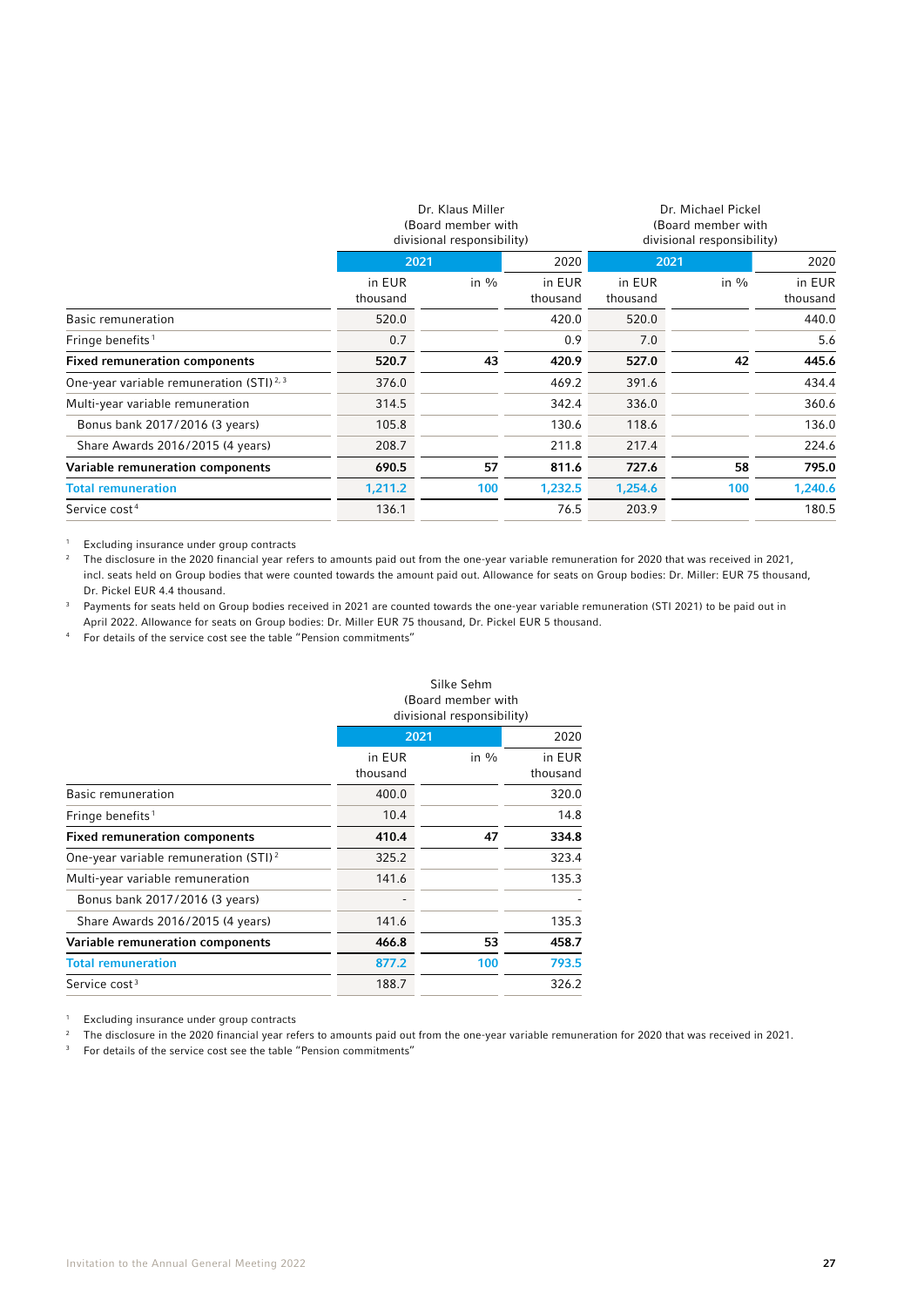| | Dr. Klaus Miller (Board member with divisional responsibility) | | | Dr. Michael Pickel (Board member with divisional responsibility) | | |
|---|---|---|---|---|---|---|
| | 2021 | | 2020 | 2021 | | 2020 |
| | in EUR thousand | in % | in EUR thousand | in EUR thousand | in % | in EUR thousand |
| Basic remuneration | 520.0 | | 420.0 | 520.0 | | 440.0 |
| Fringe benefits[1] | 0.7 | | 0.9 | 7.0 | | 5.6 |
| **Fixed remuneration components** | **520.7** | **43** | **420.9** | **527.0** | **42** | **445.6** |
| One-year variable remuneration (STI)[2, 3] | 376.0 | | 469.2 | 391.6 | | 434.4 |
| Multi-year variable remuneration | 314.5 | | 342.4 | 336.0 | | 360.6 |
| Bonus bank 2017/2016 (3 years) | 105.8 | | 130.6 | 118.6 | | 136.0 |
| Share Awards 2016/2015 (4 years) | 208.7 | | 211.8 | 217.4 | | 224.6 |
| **Variable remuneration components** | **690.5** | **57** | **811.6** | **727.6** | **58** | **795.0** |
| **Total remuneration** | **1,211.2** | **100** | **1,232.5** | **1,254.6** | **100** | **1,240.6** |
| Service cost[4] | 136.1 | | 76.5 | 203.9 | | 180.5 |

[1] Excluding insurance under group contracts
[2] The disclosure in the 2020 financial year refers to amounts paid out from the one-year variable remuneration for 2020 that was received in 2021, incl. seats held on Group bodies that were counted towards the amount paid out. Allowance for seats on Group bodies: Dr. Miller: EUR 75 thousand, Dr. Pickel EUR 4.4 thousand.
[3] Payments for seats held on Group bodies received in 2021 are counted towards the one-year variable remuneration (STI 2021) to be paid out in April 2022. Allowance for seats on Group bodies: Dr. Miller EUR 75 thousand, Dr. Pickel EUR 5 thousand.
[4] For details of the service cost see the table "Pension commitments"

| | Silke Sehm (Board member with divisional responsibility) | | |
|---|---|---|---|
| | 2021 | | 2020 |
| | in EUR thousand | in % | in EUR thousand |
| Basic remuneration | 400.0 | | 320.0 |
| Fringe benefits[1] | 10.4 | | 14.8 |
| **Fixed remuneration components** | **410.4** | **47** | **334.8** |
| One-year variable remuneration (STI)[2] | 325.2 | | 323.4 |
| Multi-year variable remuneration | 141.6 | | 135.3 |
| Bonus bank 2017/2016 (3 years) | - | | - |
| Share Awards 2016/2015 (4 years) | 141.6 | | 135.3 |
| **Variable remuneration components** | **466.8** | **53** | **458.7** |
| **Total remuneration** | **877.2** | **100** | **793.5** |
| Service cost[3] | 188.7 | | 326.2 |

[1] Excluding insurance under group contracts
[2] The disclosure in the 2020 financial year refers to amounts paid out from the one-year variable remuneration for 2020 that was received in 2021.
[3] For details of the service cost see the table "Pension commitments"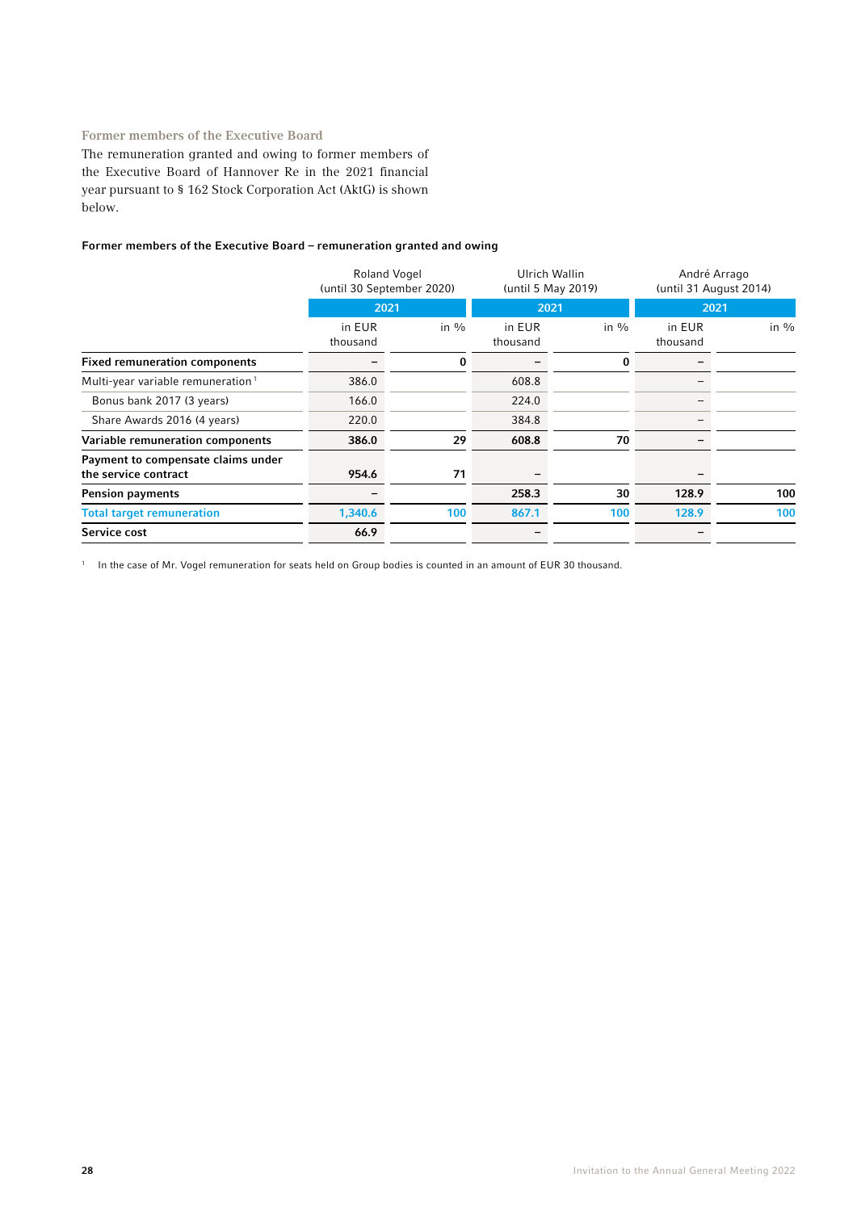### Former members of the Executive Board

The remuneration granted and owing to former members of the Executive Board of Hannover Re in the 2021 financial year pursuant to § 162 Stock Corporation Act (AktG) is shown below.

**Former members of the Executive Board – remuneration granted and owing**

| | Roland Vogel (until 30 September 2020) | | Ulrich Wallin (until 5 May 2019) | | André Arrago (until 31 August 2014) | |
|---|---|---|---|---|---|---|
| | 2021 | | 2021 | | 2021 | |
| | in EUR thousand | in % | in EUR thousand | in % | in EUR thousand | in % |
| **Fixed remuneration components** | – | 0 | – | 0 | – | |
| Multi-year variable remuneration[1] | 386.0 | | 608.8 | | – | |
| Bonus bank 2017 (3 years) | 166.0 | | 224.0 | | – | |
| Share Awards 2016 (4 years) | 220.0 | | 384.8 | | – | |
| **Variable remuneration components** | **386.0** | **29** | **608.8** | **70** | – | |
| **Payment to compensate claims under the service contract** | **954.6** | **71** | – | | – | |
| **Pension payments** | – | | **258.3** | **30** | **128.9** | **100** |
| **Total target remuneration** | **1,340.6** | **100** | **867.1** | **100** | **128.9** | **100** |
| **Service cost** | **66.9** | | – | | – | |

[1] In the case of Mr. Vogel remuneration for seats held on Group bodies is counted in an amount of EUR 30 thousand.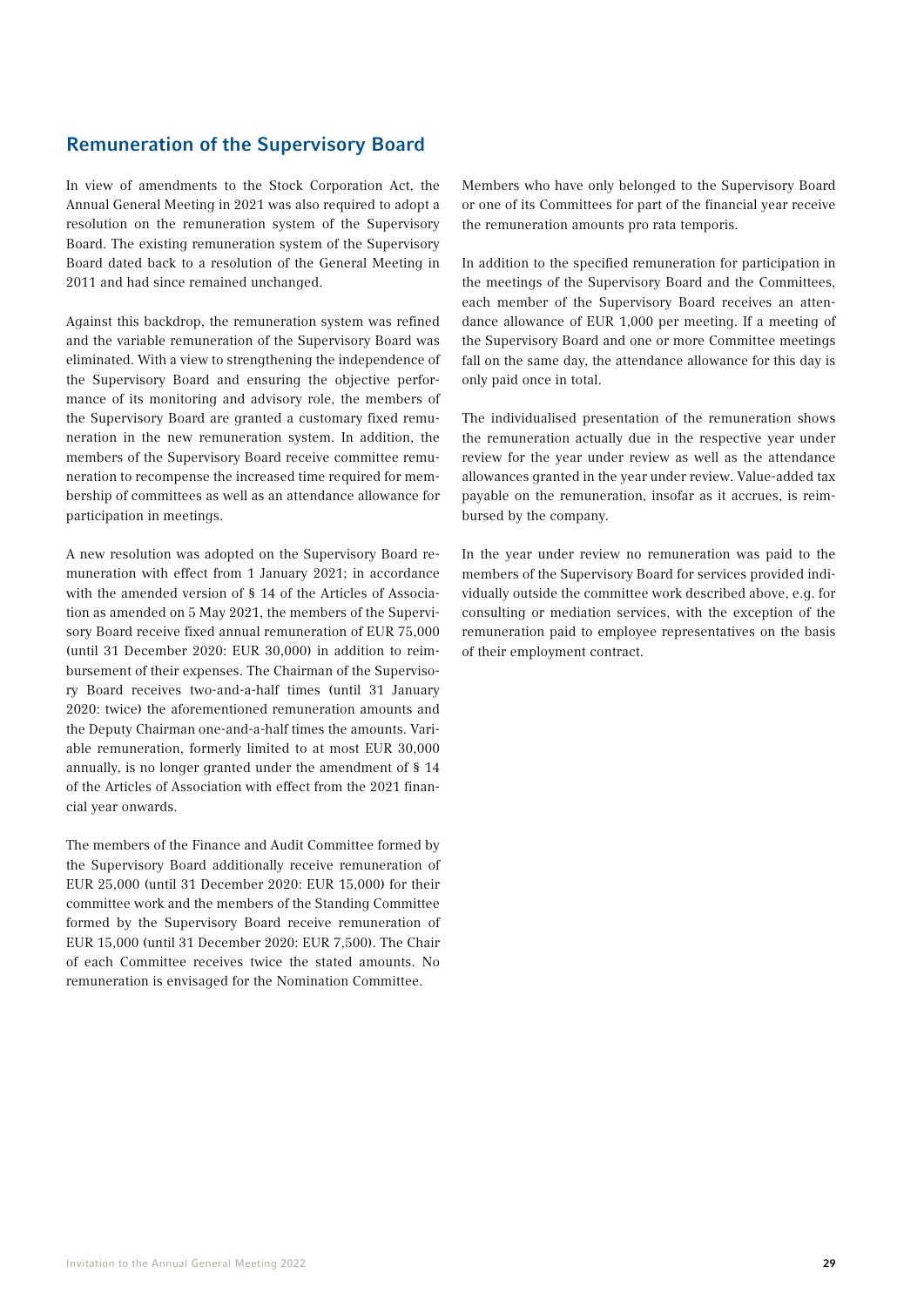## Remuneration of the Supervisory Board

In view of amendments to the Stock Corporation Act, the Annual General Meeting in 2021 was also required to adopt a resolution on the remuneration system of the Supervisory Board. The existing remuneration system of the Supervisory Board dated back to a resolution of the General Meeting in 2011 and had since remained unchanged.

Against this backdrop, the remuneration system was refined and the variable remuneration of the Supervisory Board was eliminated. With a view to strengthening the independence of the Supervisory Board and ensuring the objective performance of its monitoring and advisory role, the members of the Supervisory Board are granted a customary fixed remuneration in the new remuneration system. In addition, the members of the Supervisory Board receive committee remuneration to recompense the increased time required for membership of committees as well as an attendance allowance for participation in meetings.

A new resolution was adopted on the Supervisory Board remuneration with effect from 1 January 2021; in accordance with the amended version of § 14 of the Articles of Association as amended on 5 May 2021, the members of the Supervisory Board receive fixed annual remuneration of EUR 75,000 (until 31 December 2020: EUR 30,000) in addition to reimbursement of their expenses. The Chairman of the Supervisory Board receives two-and-a-half times (until 31 January 2020: twice) the aforementioned remuneration amounts and the Deputy Chairman one-and-a-half times the amounts. Variable remuneration, formerly limited to at most EUR 30,000 annually, is no longer granted under the amendment of § 14 of the Articles of Association with effect from the 2021 financial year onwards.

The members of the Finance and Audit Committee formed by the Supervisory Board additionally receive remuneration of EUR 25,000 (until 31 December 2020: EUR 15,000) for their committee work and the members of the Standing Committee formed by the Supervisory Board receive remuneration of EUR 15,000 (until 31 December 2020: EUR 7,500). The Chair of each Committee receives twice the stated amounts. No remuneration is envisaged for the Nomination Committee.

Members who have only belonged to the Supervisory Board or one of its Committees for part of the financial year receive the remuneration amounts pro rata temporis.

In addition to the specified remuneration for participation in the meetings of the Supervisory Board and the Committees, each member of the Supervisory Board receives an attendance allowance of EUR 1,000 per meeting. If a meeting of the Supervisory Board and one or more Committee meetings fall on the same day, the attendance allowance for this day is only paid once in total.

The individualised presentation of the remuneration shows the remuneration actually due in the respective year under review for the year under review as well as the attendance allowances granted in the year under review. Value-added tax payable on the remuneration, insofar as it accrues, is reimbursed by the company.

In the year under review no remuneration was paid to the members of the Supervisory Board for services provided individually outside the committee work described above, e.g. for consulting or mediation services, with the exception of the remuneration paid to employee representatives on the basis of their employment contract.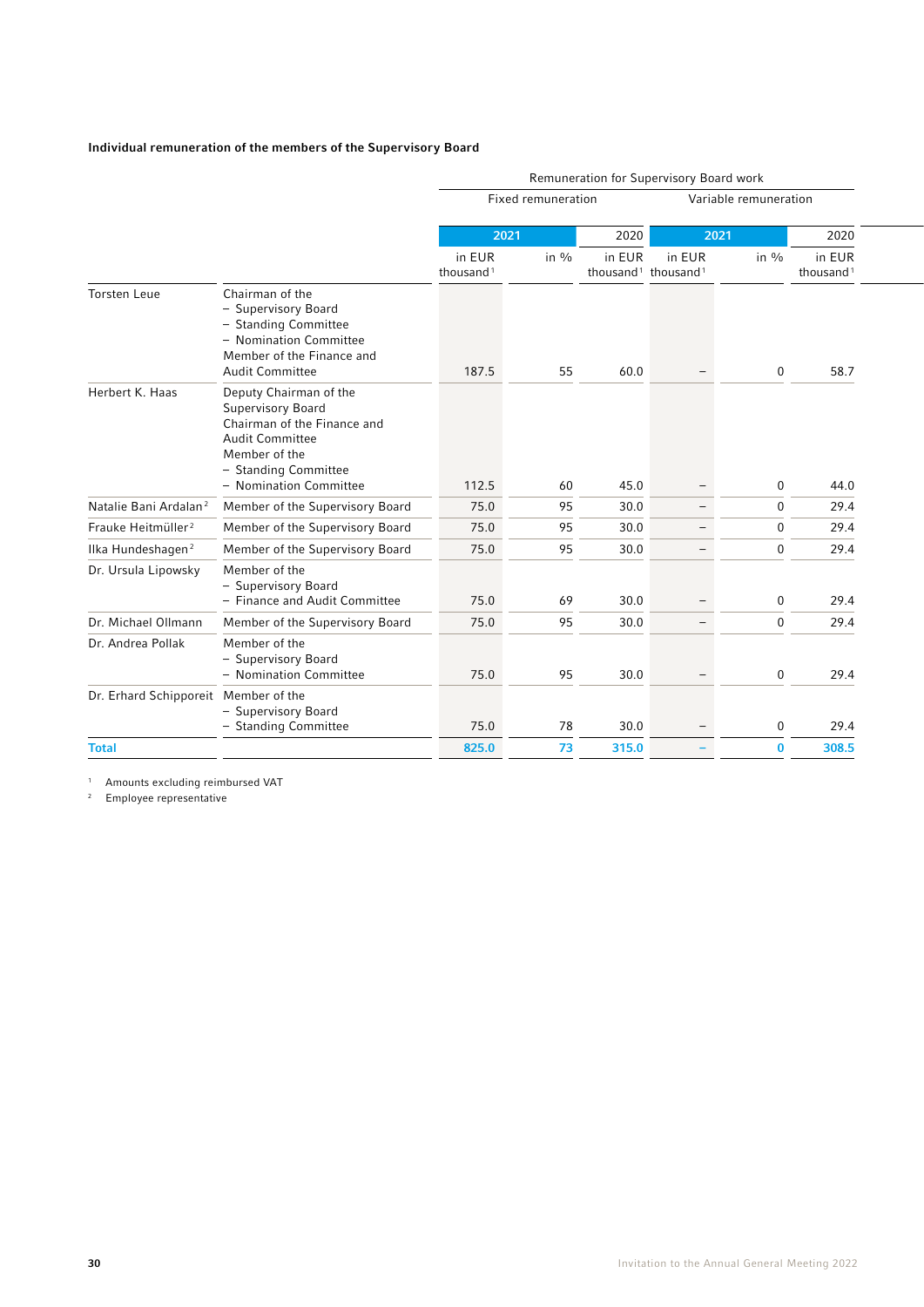**Individual remuneration of the members of the Supervisory Board**

| | | Remuneration for Supervisory Board work | | | | | |
|---|---|---|---|---|---|---|---|
| | | Fixed remuneration | | | Variable remuneration | | |
| | | 2021 | | 2020 | 2021 | | 2020 |
| | | in EUR thousand[1] | in % | in EUR thousand[1] | in EUR thousand[1] | in % | in EUR thousand[1] |
| Torsten Leue | Chairman of the<br>– Supervisory Board<br>– Standing Committee<br>– Nomination Committee<br>Member of the Finance and Audit Committee | 187.5 | 55 | 60.0 | – | 0 | 58.7 |
| Herbert K. Haas | Deputy Chairman of the Supervisory Board<br>Chairman of the Finance and Audit Committee<br>Member of the<br>– Standing Committee<br>– Nomination Committee | 112.5 | 60 | 45.0 | – | 0 | 44.0 |
| Natalie Bani Ardalan[2] | Member of the Supervisory Board | 75.0 | 95 | 30.0 | – | 0 | 29.4 |
| Frauke Heitmüller[2] | Member of the Supervisory Board | 75.0 | 95 | 30.0 | – | 0 | 29.4 |
| Ilka Hundeshagen[2] | Member of the Supervisory Board | 75.0 | 95 | 30.0 | – | 0 | 29.4 |
| Dr. Ursula Lipowsky | Member of the<br>– Supervisory Board<br>– Finance and Audit Committee | 75.0 | 69 | 30.0 | – | 0 | 29.4 |
| Dr. Michael Ollmann | Member of the Supervisory Board | 75.0 | 95 | 30.0 | – | 0 | 29.4 |
| Dr. Andrea Pollak | Member of the<br>– Supervisory Board<br>– Nomination Committee | 75.0 | 95 | 30.0 | – | 0 | 29.4 |
| Dr. Erhard Schipporeit | Member of the<br>– Supervisory Board<br>– Standing Committee | 75.0 | 78 | 30.0 | – | 0 | 29.4 |
| **Total** | | **825.0** | **73** | **315.0** | **–** | **0** | **308.5** |

[1] Amounts excluding reimbursed VAT
[2] Employee representative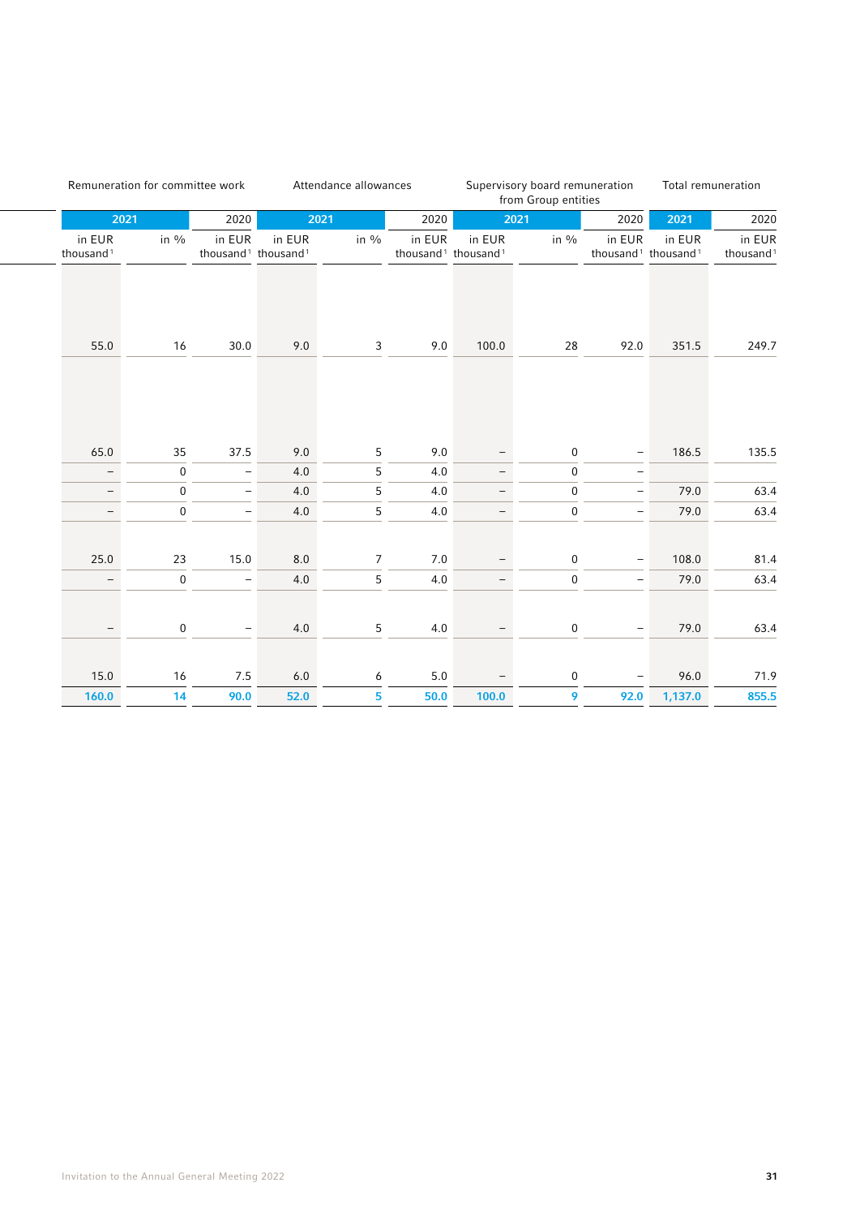| Remuneration for committee work | | | Attendance allowances | | | Supervisory board remuneration from Group entities | | | Total remuneration | |
|---|---|---|---|---|---|---|---|---|---|---|
| 2021 | | 2020 | 2021 | | 2020 | 2021 | | 2020 | 2021 | 2020 |
| in EUR thousand[1] | in % | in EUR thousand[1] | in EUR thousand[1] | in % | in EUR thousand[1] | in EUR thousand[1] | in % | in EUR thousand[1] | in EUR thousand[1] | in EUR thousand[1] |
| 55.0 | 16 | 30.0 | 9.0 | 3 | 9.0 | 100.0 | 28 | 92.0 | 351.5 | 249.7 |
| 65.0 | 35 | 37.5 | 9.0 | 5 | 9.0 | – | 0 | – | 186.5 | 135.5 |
| – | 0 | – | 4.0 | 5 | 4.0 | – | 0 | – | | |
| – | 0 | – | 4.0 | 5 | 4.0 | – | 0 | – | 79.0 | 63.4 |
| – | 0 | – | 4.0 | 5 | 4.0 | – | 0 | – | 79.0 | 63.4 |
| 25.0 | 23 | 15.0 | 8.0 | 7 | 7.0 | – | 0 | – | 108.0 | 81.4 |
| – | 0 | – | 4.0 | 5 | 4.0 | – | 0 | – | 79.0 | 63.4 |
| – | 0 | – | 4.0 | 5 | 4.0 | – | 0 | – | 79.0 | 63.4 |
| 15.0 | 16 | 7.5 | 6.0 | 6 | 5.0 | – | 0 | – | 96.0 | 71.9 |
| **160.0** | **14** | **90.0** | **52.0** | **5** | **50.0** | **100.0** | **9** | **92.0** | **1,137.0** | **855.5** |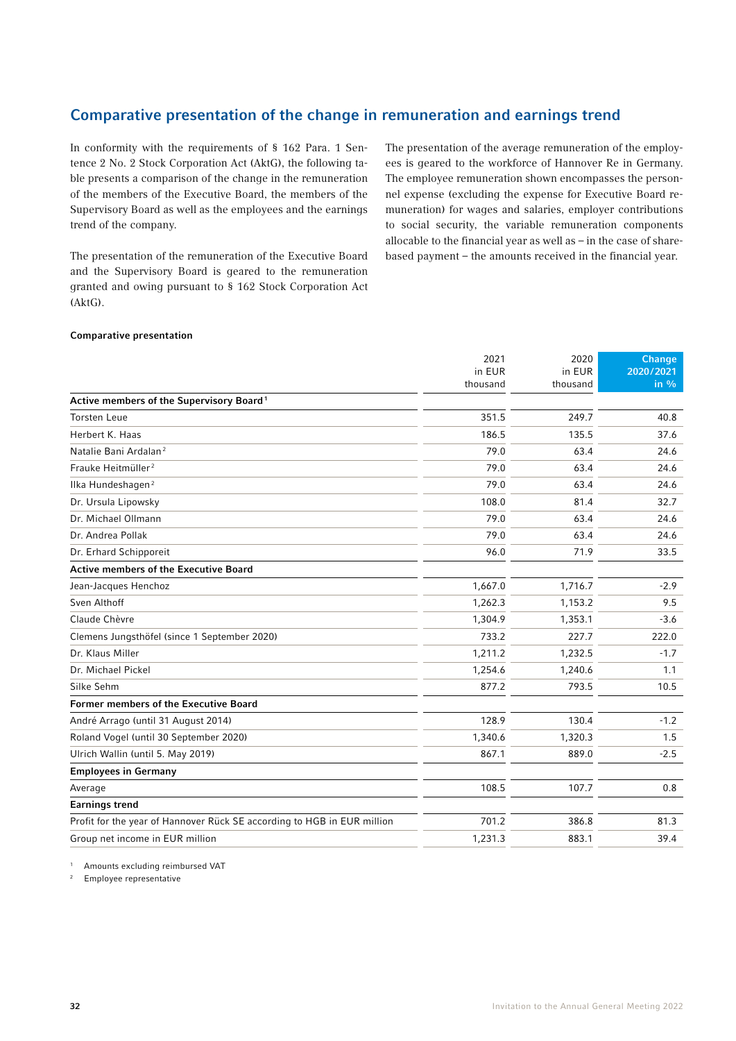## Comparative presentation of the change in remuneration and earnings trend

In conformity with the requirements of § 162 Para. 1 Sentence 2 No. 2 Stock Corporation Act (AktG), the following table presents a comparison of the change in the remuneration of the members of the Executive Board, the members of the Supervisory Board as well as the employees and the earnings trend of the company.

The presentation of the remuneration of the Executive Board and the Supervisory Board is geared to the remuneration granted and owing pursuant to § 162 Stock Corporation Act (AktG).

The presentation of the average remuneration of the employees is geared to the workforce of Hannover Re in Germany. The employee remuneration shown encompasses the personnel expense (excluding the expense for Executive Board remuneration) for wages and salaries, employer contributions to social security, the variable remuneration components allocable to the financial year as well as – in the case of share-based payment – the amounts received in the financial year.

**Comparative presentation**

| | 2021 in EUR thousand | 2020 in EUR thousand | Change 2020/2021 in % |
|---|---|---|---|
| **Active members of the Supervisory Board**[1] | | | |
| Torsten Leue | 351.5 | 249.7 | 40.8 |
| Herbert K. Haas | 186.5 | 135.5 | 37.6 |
| Natalie Bani Ardalan[2] | 79.0 | 63.4 | 24.6 |
| Frauke Heitmüller[2] | 79.0 | 63.4 | 24.6 |
| Ilka Hundeshagen[2] | 79.0 | 63.4 | 24.6 |
| Dr. Ursula Lipowsky | 108.0 | 81.4 | 32.7 |
| Dr. Michael Ollmann | 79.0 | 63.4 | 24.6 |
| Dr. Andrea Pollak | 79.0 | 63.4 | 24.6 |
| Dr. Erhard Schipporeit | 96.0 | 71.9 | 33.5 |
| **Active members of the Executive Board** | | | |
| Jean-Jacques Henchoz | 1,667.0 | 1,716.7 | -2.9 |
| Sven Althoff | 1,262.3 | 1,153.2 | 9.5 |
| Claude Chèvre | 1,304.9 | 1,353.1 | -3.6 |
| Clemens Jungsthöfel (since 1 September 2020) | 733.2 | 227.7 | 222.0 |
| Dr. Klaus Miller | 1,211.2 | 1,232.5 | -1.7 |
| Dr. Michael Pickel | 1,254.6 | 1,240.6 | 1.1 |
| Silke Sehm | 877.2 | 793.5 | 10.5 |
| **Former members of the Executive Board** | | | |
| André Arrago (until 31 August 2014) | 128.9 | 130.4 | -1.2 |
| Roland Vogel (until 30 September 2020) | 1,340.6 | 1,320.3 | 1.5 |
| Ulrich Wallin (until 5. May 2019) | 867.1 | 889.0 | -2.5 |
| **Employees in Germany** | | | |
| Average | 108.5 | 107.7 | 0.8 |
| **Earnings trend** | | | |
| Profit for the year of Hannover Rück SE according to HGB in EUR million | 701.2 | 386.8 | 81.3 |
| Group net income in EUR million | 1,231.3 | 883.1 | 39.4 |

[1] Amounts excluding reimbursed VAT

[2] Employee representative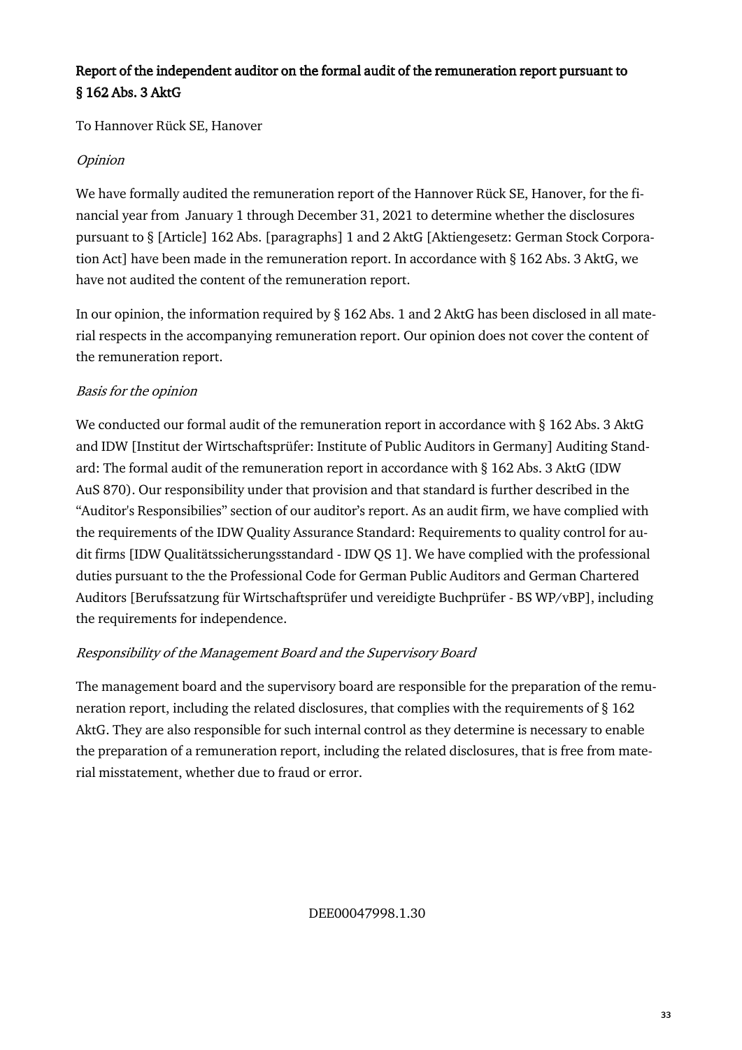## Report of the independent auditor on the formal audit of the remuneration report pursuant to § 162 Abs. 3 AktG

To Hannover Rück SE, Hanover

*Opinion*

We have formally audited the remuneration report of the Hannover Rück SE, Hanover, for the financial year from January 1 through December 31, 2021 to determine whether the disclosures pursuant to § [Article] 162 Abs. [paragraphs] 1 and 2 AktG [Aktiengesetz: German Stock Corporation Act] have been made in the remuneration report. In accordance with § 162 Abs. 3 AktG, we have not audited the content of the remuneration report.

In our opinion, the information required by § 162 Abs. 1 and 2 AktG has been disclosed in all material respects in the accompanying remuneration report. Our opinion does not cover the content of the remuneration report.

*Basis for the opinion*

We conducted our formal audit of the remuneration report in accordance with § 162 Abs. 3 AktG and IDW [Institut der Wirtschaftsprüfer: Institute of Public Auditors in Germany] Auditing Standard: The formal audit of the remuneration report in accordance with § 162 Abs. 3 AktG (IDW AuS 870). Our responsibility under that provision and that standard is further described in the "Auditor's Responsibilies" section of our auditor's report. As an audit firm, we have complied with the requirements of the IDW Quality Assurance Standard: Requirements to quality control for audit firms [IDW Qualitätssicherungsstandard - IDW QS 1]. We have complied with the professional duties pursuant to the the Professional Code for German Public Auditors and German Chartered Auditors [Berufssatzung für Wirtschaftsprüfer und vereidigte Buchprüfer - BS WP/vBP], including the requirements for independence.

*Responsibility of the Management Board and the Supervisory Board*

The management board and the supervisory board are responsible for the preparation of the remuneration report, including the related disclosures, that complies with the requirements of § 162 AktG. They are also responsible for such internal control as they determine is necessary to enable the preparation of a remuneration report, including the related disclosures, that is free from material misstatement, whether due to fraud or error.

DEE00047998.1.30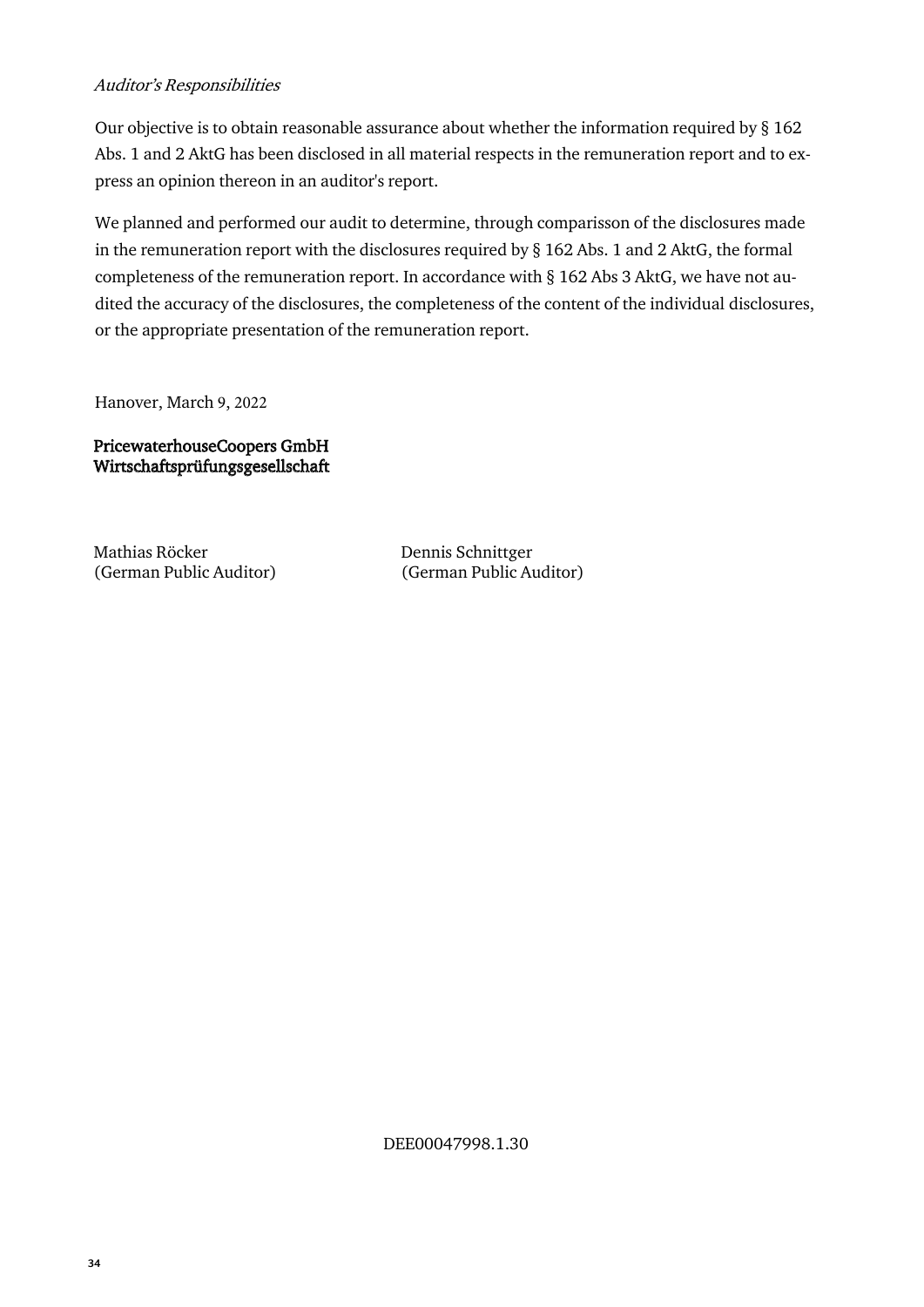*Auditor's Responsibilities*

Our objective is to obtain reasonable assurance about whether the information required by § 162 Abs. 1 and 2 AktG has been disclosed in all material respects in the remuneration report and to express an opinion thereon in an auditor's report.

We planned and performed our audit to determine, through comparisson of the disclosures made in the remuneration report with the disclosures required by § 162 Abs. 1 and 2 AktG, the formal completeness of the remuneration report. In accordance with § 162 Abs 3 AktG, we have not audited the accuracy of the disclosures, the completeness of the content of the individual disclosures, or the appropriate presentation of the remuneration report.

Hanover, March 9, 2022

PricewaterhouseCoopers GmbH
Wirtschaftsprüfungsgesellschaft

Mathias Röcker
(German Public Auditor)

Dennis Schnittger
(German Public Auditor)

DEE00047998.1.30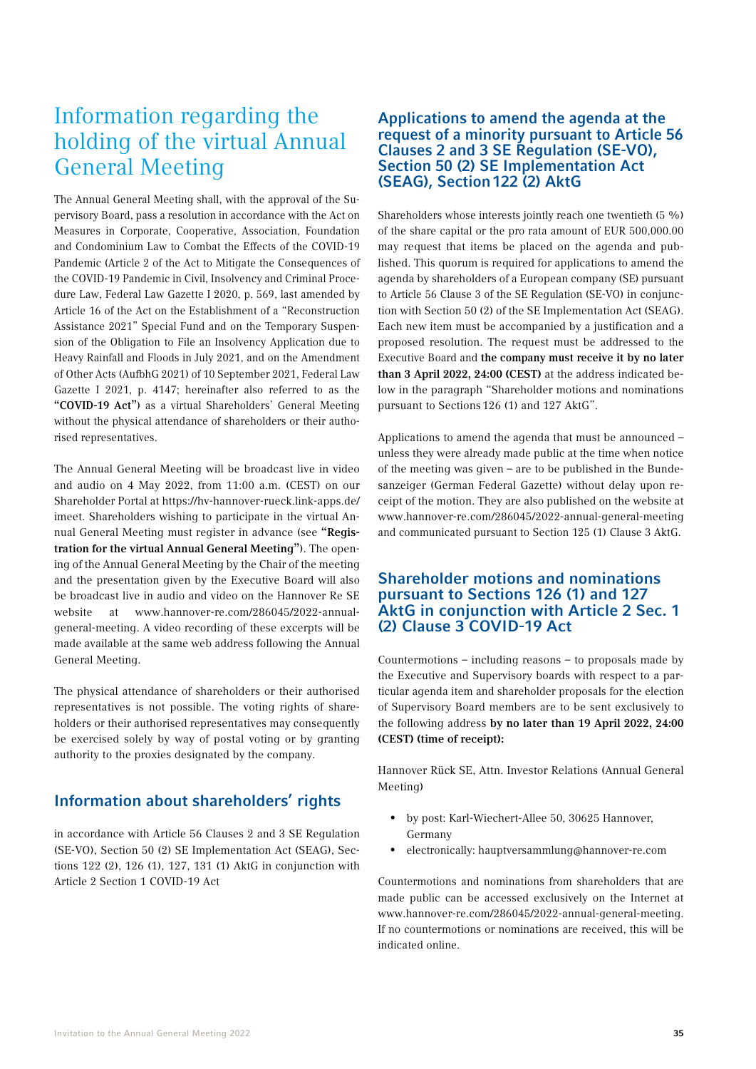# Information regarding the holding of the virtual Annual General Meeting

The Annual General Meeting shall, with the approval of the Supervisory Board, pass a resolution in accordance with the Act on Measures in Corporate, Cooperative, Association, Foundation and Condominium Law to Combat the Effects of the COVID-19 Pandemic (Article 2 of the Act to Mitigate the Consequences of the COVID-19 Pandemic in Civil, Insolvency and Criminal Procedure Law, Federal Law Gazette I 2020, p. 569, last amended by Article 16 of the Act on the Establishment of a "Reconstruction Assistance 2021" Special Fund and on the Temporary Suspension of the Obligation to File an Insolvency Application due to Heavy Rainfall and Floods in July 2021, and on the Amendment of Other Acts (AufbhG 2021) of 10 September 2021, Federal Law Gazette I 2021, p. 4147; hereinafter also referred to as the **"COVID-19 Act")** as a virtual Shareholders' General Meeting without the physical attendance of shareholders or their authorised representatives.

The Annual General Meeting will be broadcast live in video and audio on 4 May 2022, from 11:00 a.m. (CEST) on our Shareholder Portal at https://hv-hannover-rueck.link-apps.de/imeet. Shareholders wishing to participate in the virtual Annual General Meeting must register in advance (see **"Registration for the virtual Annual General Meeting")**. The opening of the Annual General Meeting by the Chair of the meeting and the presentation given by the Executive Board will also be broadcast live in audio and video on the Hannover Re SE website at www.hannover-re.com/286045/2022-annual-general-meeting. A video recording of these excerpts will be made available at the same web address following the Annual General Meeting.

The physical attendance of shareholders or their authorised representatives is not possible. The voting rights of shareholders or their authorised representatives may consequently be exercised solely by way of postal voting or by granting authority to the proxies designated by the company.

## Information about shareholders' rights

in accordance with Article 56 Clauses 2 and 3 SE Regulation (SE-VO), Section 50 (2) SE Implementation Act (SEAG), Sections 122 (2), 126 (1), 127, 131 (1) AktG in conjunction with Article 2 Section 1 COVID-19 Act

## Applications to amend the agenda at the request of a minority pursuant to Article 56 Clauses 2 and 3 SE Regulation (SE-VO), Section 50 (2) SE Implementation Act (SEAG), Section 122 (2) AktG

Shareholders whose interests jointly reach one twentieth (5 %) of the share capital or the pro rata amount of EUR 500,000.00 may request that items be placed on the agenda and published. This quorum is required for applications to amend the agenda by shareholders of a European company (SE) pursuant to Article 56 Clause 3 of the SE Regulation (SE-VO) in conjunction with Section 50 (2) of the SE Implementation Act (SEAG). Each new item must be accompanied by a justification and a proposed resolution. The request must be addressed to the Executive Board and **the company must receive it by no later than 3 April 2022, 24:00 (CEST)** at the address indicated below in the paragraph "Shareholder motions and nominations pursuant to Sections 126 (1) and 127 AktG".

Applications to amend the agenda that must be announced – unless they were already made public at the time when notice of the meeting was given – are to be published in the Bundesanzeiger (German Federal Gazette) without delay upon receipt of the motion. They are also published on the website at www.hannover-re.com/286045/2022-annual-general-meeting and communicated pursuant to Section 125 (1) Clause 3 AktG.

## Shareholder motions and nominations pursuant to Sections 126 (1) and 127 AktG in conjunction with Article 2 Sec. 1 (2) Clause 3 COVID-19 Act

Countermotions – including reasons – to proposals made by the Executive and Supervisory boards with respect to a particular agenda item and shareholder proposals for the election of Supervisory Board members are to be sent exclusively to the following address **by no later than 19 April 2022, 24:00 (CEST) (time of receipt):**

Hannover Rück SE, Attn. Investor Relations (Annual General Meeting)

- by post: Karl-Wiechert-Allee 50, 30625 Hannover, Germany
- electronically: hauptversammlung@hannover-re.com

Countermotions and nominations from shareholders that are made public can be accessed exclusively on the Internet at www.hannover-re.com/286045/2022-annual-general-meeting. If no countermotions or nominations are received, this will be indicated online.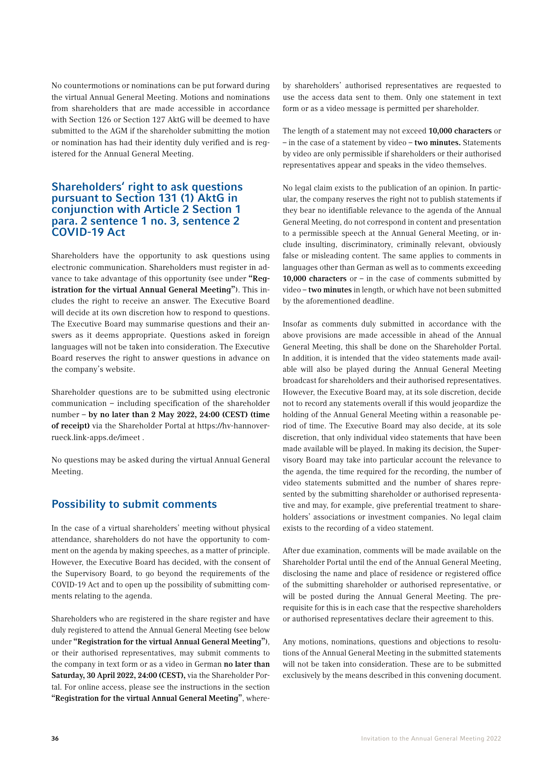No countermotions or nominations can be put forward during the virtual Annual General Meeting. Motions and nominations from shareholders that are made accessible in accordance with Section 126 or Section 127 AktG will be deemed to have submitted to the AGM if the shareholder submitting the motion or nomination has had their identity duly verified and is registered for the Annual General Meeting.

## Shareholders' right to ask questions pursuant to Section 131 (1) AktG in conjunction with Article 2 Section 1 para. 2 sentence 1 no. 3, sentence 2 COVID-19 Act

Shareholders have the opportunity to ask questions using electronic communication. Shareholders must register in advance to take advantage of this opportunity (see under **"Registration for the virtual Annual General Meeting"**). This includes the right to receive an answer. The Executive Board will decide at its own discretion how to respond to questions. The Executive Board may summarise questions and their answers as it deems appropriate. Questions asked in foreign languages will not be taken into consideration. The Executive Board reserves the right to answer questions in advance on the company's website.

Shareholder questions are to be submitted using electronic communication – including specification of the shareholder number – **by no later than 2 May 2022, 24:00 (CEST) (time of receipt)** via the Shareholder Portal at https://hv-hannover-rueck.link-apps.de/imeet .

No questions may be asked during the virtual Annual General Meeting.

## Possibility to submit comments

In the case of a virtual shareholders' meeting without physical attendance, shareholders do not have the opportunity to comment on the agenda by making speeches, as a matter of principle. However, the Executive Board has decided, with the consent of the Supervisory Board, to go beyond the requirements of the COVID-19 Act and to open up the possibility of submitting comments relating to the agenda.

Shareholders who are registered in the share register and have duly registered to attend the Annual General Meeting (see below under **"Registration for the virtual Annual General Meeting"**), or their authorised representatives, may submit comments to the company in text form or as a video in German **no later than Saturday, 30 April 2022, 24:00 (CEST),** via the Shareholder Portal. For online access, please see the instructions in the section **"Registration for the virtual Annual General Meeting"**, whereby shareholders' authorised representatives are requested to use the access data sent to them. Only one statement in text form or as a video message is permitted per shareholder.

The length of a statement may not exceed **10,000 characters** or – in the case of a statement by video – **two minutes.** Statements by video are only permissible if shareholders or their authorised representatives appear and speaks in the video themselves.

No legal claim exists to the publication of an opinion. In particular, the company reserves the right not to publish statements if they bear no identifiable relevance to the agenda of the Annual General Meeting, do not correspond in content and presentation to a permissible speech at the Annual General Meeting, or include insulting, discriminatory, criminally relevant, obviously false or misleading content. The same applies to comments in languages other than German as well as to comments exceeding **10,000 characters** or – in the case of comments submitted by video – **two minutes** in length, or which have not been submitted by the aforementioned deadline.

Insofar as comments duly submitted in accordance with the above provisions are made accessible in ahead of the Annual General Meeting, this shall be done on the Shareholder Portal. In addition, it is intended that the video statements made available will also be played during the Annual General Meeting broadcast for shareholders and their authorised representatives. However, the Executive Board may, at its sole discretion, decide not to record any statements overall if this would jeopardize the holding of the Annual General Meeting within a reasonable period of time. The Executive Board may also decide, at its sole discretion, that only individual video statements that have been made available will be played. In making its decision, the Supervisory Board may take into particular account the relevance to the agenda, the time required for the recording, the number of video statements submitted and the number of shares represented by the submitting shareholder or authorised representative and may, for example, give preferential treatment to shareholders' associations or investment companies. No legal claim exists to the recording of a video statement.

After due examination, comments will be made available on the Shareholder Portal until the end of the Annual General Meeting, disclosing the name and place of residence or registered office of the submitting shareholder or authorised representative, or will be posted during the Annual General Meeting. The prerequisite for this is in each case that the respective shareholders or authorised representatives declare their agreement to this.

Any motions, nominations, questions and objections to resolutions of the Annual General Meeting in the submitted statements will not be taken into consideration. These are to be submitted exclusively by the means described in this convening document.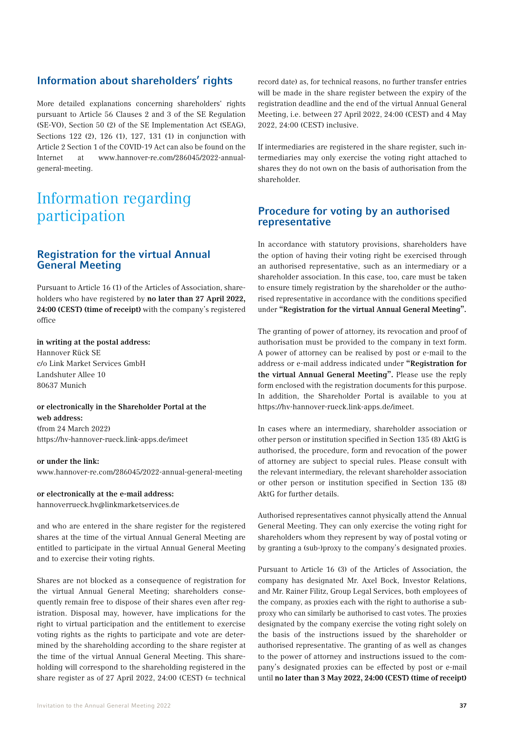## Information about shareholders' rights

More detailed explanations concerning shareholders' rights pursuant to Article 56 Clauses 2 and 3 of the SE Regulation (SE-VO), Section 50 (2) of the SE Implementation Act (SEAG), Sections 122 (2), 126 (1), 127, 131 (1) in conjunction with Article 2 Section 1 of the COVID-19 Act can also be found on the Internet at www.hannover-re.com/286045/2022-annual-general-meeting.

# Information regarding participation

## Registration for the virtual Annual General Meeting

Pursuant to Article 16 (1) of the Articles of Association, shareholders who have registered by **no later than 27 April 2022, 24:00 (CEST) (time of receipt)** with the company's registered office

**in writing at the postal address:**
Hannover Rück SE
c/o Link Market Services GmbH
Landshuter Allee 10
80637 Munich

**or electronically in the Shareholder Portal at the web address:**
(from 24 March 2022)
https://hv-hannover-rueck.link-apps.de/imeet

**or under the link:**
www.hannover-re.com/286045/2022-annual-general-meeting

**or electronically at the e-mail address:**
hannoverrueck.hv@linkmarketservices.de

and who are entered in the share register for the registered shares at the time of the virtual Annual General Meeting are entitled to participate in the virtual Annual General Meeting and to exercise their voting rights.

Shares are not blocked as a consequence of registration for the virtual Annual General Meeting; shareholders consequently remain free to dispose of their shares even after registration. Disposal may, however, have implications for the right to virtual participation and the entitlement to exercise voting rights as the rights to participate and vote are determined by the shareholding according to the share register at the time of the virtual Annual General Meeting. This shareholding will correspond to the shareholding registered in the share register as of 27 April 2022, 24:00 (CEST) (= technical record date) as, for technical reasons, no further transfer entries will be made in the share register between the expiry of the registration deadline and the end of the virtual Annual General Meeting, i.e. between 27 April 2022, 24:00 (CEST) and 4 May 2022, 24:00 (CEST) inclusive.

If intermediaries are registered in the share register, such intermediaries may only exercise the voting right attached to shares they do not own on the basis of authorisation from the shareholder.

## Procedure for voting by an authorised representative

In accordance with statutory provisions, shareholders have the option of having their voting right be exercised through an authorised representative, such as an intermediary or a shareholder association. In this case, too, care must be taken to ensure timely registration by the shareholder or the authorised representative in accordance with the conditions specified under **"Registration for the virtual Annual General Meeting".**

The granting of power of attorney, its revocation and proof of authorisation must be provided to the company in text form. A power of attorney can be realised by post or e-mail to the address or e-mail address indicated under **"Registration for the virtual Annual General Meeting".** Please use the reply form enclosed with the registration documents for this purpose. In addition, the Shareholder Portal is available to you at https://hv-hannover-rueck.link-apps.de/imeet.

In cases where an intermediary, shareholder association or other person or institution specified in Section 135 (8) AktG is authorised, the procedure, form and revocation of the power of attorney are subject to special rules. Please consult with the relevant intermediary, the relevant shareholder association or other person or institution specified in Section 135 (8) AktG for further details.

Authorised representatives cannot physically attend the Annual General Meeting. They can only exercise the voting right for shareholders whom they represent by way of postal voting or by granting a (sub-)proxy to the company's designated proxies.

Pursuant to Article 16 (3) of the Articles of Association, the company has designated Mr. Axel Bock, Investor Relations, and Mr. Rainer Filitz, Group Legal Services, both employees of the company, as proxies each with the right to authorise a subproxy who can similarly be authorised to cast votes. The proxies designated by the company exercise the voting right solely on the basis of the instructions issued by the shareholder or authorised representative. The granting of as well as changes to the power of attorney and instructions issued to the company's designated proxies can be effected by post or e-mail until **no later than 3 May 2022, 24:00 (CEST) (time of receipt)**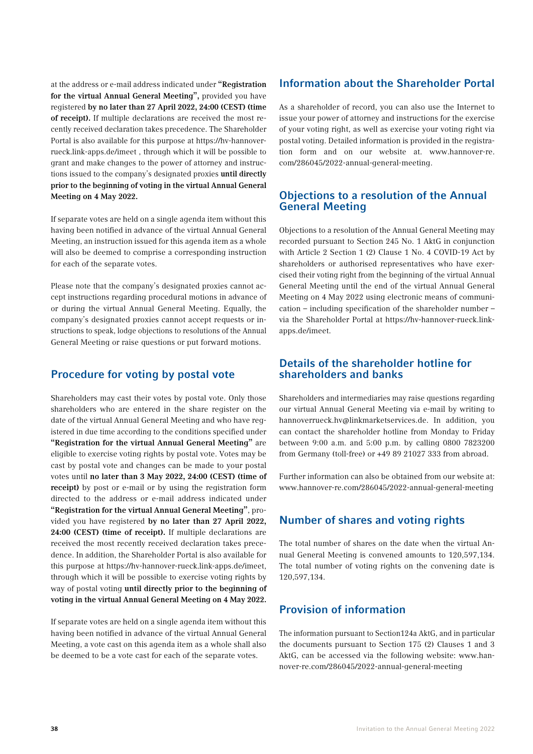at the address or e-mail address indicated under **"Registration for the virtual Annual General Meeting",** provided you have registered **by no later than 27 April 2022, 24:00 (CEST) (time of receipt).** If multiple declarations are received the most recently received declaration takes precedence. The Shareholder Portal is also available for this purpose at https://hv-hannover-rueck.link-apps.de/imeet , through which it will be possible to grant and make changes to the power of attorney and instructions issued to the company's designated proxies **until directly prior to the beginning of voting in the virtual Annual General Meeting on 4 May 2022.**

If separate votes are held on a single agenda item without this having been notified in advance of the virtual Annual General Meeting, an instruction issued for this agenda item as a whole will also be deemed to comprise a corresponding instruction for each of the separate votes.

Please note that the company's designated proxies cannot accept instructions regarding procedural motions in advance of or during the virtual Annual General Meeting. Equally, the company's designated proxies cannot accept requests or instructions to speak, lodge objections to resolutions of the Annual General Meeting or raise questions or put forward motions.

## Procedure for voting by postal vote

Shareholders may cast their votes by postal vote. Only those shareholders who are entered in the share register on the date of the virtual Annual General Meeting and who have registered in due time according to the conditions specified under **"Registration for the virtual Annual General Meeting"** are eligible to exercise voting rights by postal vote. Votes may be cast by postal vote and changes can be made to your postal votes until **no later than 3 May 2022, 24:00 (CEST) (time of receipt)** by post or e-mail or by using the registration form directed to the address or e-mail address indicated under **"Registration for the virtual Annual General Meeting"**, provided you have registered **by no later than 27 April 2022, 24:00 (CEST) (time of receipt).** If multiple declarations are received the most recently received declaration takes precedence. In addition, the Shareholder Portal is also available for this purpose at https://hv-hannover-rueck.link-apps.de/imeet, through which it will be possible to exercise voting rights by way of postal voting **until directly prior to the beginning of voting in the virtual Annual General Meeting on 4 May 2022.**

If separate votes are held on a single agenda item without this having been notified in advance of the virtual Annual General Meeting, a vote cast on this agenda item as a whole shall also be deemed to be a vote cast for each of the separate votes.

## Information about the Shareholder Portal

As a shareholder of record, you can also use the Internet to issue your power of attorney and instructions for the exercise of your voting right, as well as exercise your voting right via postal voting. Detailed information is provided in the registration form and on our website at. www.hannover-re.com/286045/2022-annual-general-meeting.

## Objections to a resolution of the Annual General Meeting

Objections to a resolution of the Annual General Meeting may recorded pursuant to Section 245 No. 1 AktG in conjunction with Article 2 Section 1 (2) Clause 1 No. 4 COVID-19 Act by shareholders or authorised representatives who have exercised their voting right from the beginning of the virtual Annual General Meeting until the end of the virtual Annual General Meeting on 4 May 2022 using electronic means of communication – including specification of the shareholder number – via the Shareholder Portal at https://hv-hannover-rueck.link-apps.de/imeet.

## Details of the shareholder hotline for shareholders and banks

Shareholders and intermediaries may raise questions regarding our virtual Annual General Meeting via e-mail by writing to hannoverrueck.hv@linkmarketservices.de. In addition, you can contact the shareholder hotline from Monday to Friday between 9:00 a.m. and 5:00 p.m. by calling 0800 7823200 from Germany (toll-free) or +49 89 21027 333 from abroad.

Further information can also be obtained from our website at: www.hannover-re.com/286045/2022-annual-general-meeting

## Number of shares and voting rights

The total number of shares on the date when the virtual Annual General Meeting is convened amounts to 120,597,134. The total number of voting rights on the convening date is 120,597,134.

## Provision of information

The information pursuant to Section124a AktG, and in particular the documents pursuant to Section 175 (2) Clauses 1 and 3 AktG, can be accessed via the following website: www.hannover-re.com/286045/2022-annual-general-meeting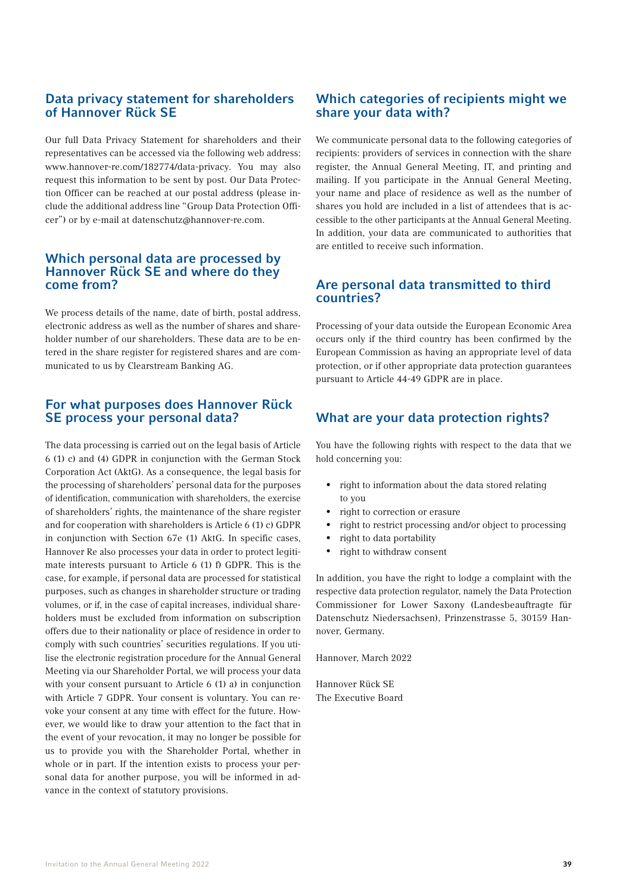## Data privacy statement for shareholders of Hannover Rück SE

Our full Data Privacy Statement for shareholders and their representatives can be accessed via the following web address: www.hannover-re.com/182774/data-privacy. You may also request this information to be sent by post. Our Data Protection Officer can be reached at our postal address (please include the additional address line "Group Data Protection Officer") or by e-mail at datenschutz@hannover-re.com.

## Which personal data are processed by Hannover Rück SE and where do they come from?

We process details of the name, date of birth, postal address, electronic address as well as the number of shares and shareholder number of our shareholders. These data are to be entered in the share register for registered shares and are communicated to us by Clearstream Banking AG.

## For what purposes does Hannover Rück SE process your personal data?

The data processing is carried out on the legal basis of Article 6 (1) c) and (4) GDPR in conjunction with the German Stock Corporation Act (AktG). As a consequence, the legal basis for the processing of shareholders' personal data for the purposes of identification, communication with shareholders, the exercise of shareholders' rights, the maintenance of the share register and for cooperation with shareholders is Article 6 (1) c) GDPR in conjunction with Section 67e (1) AktG. In specific cases, Hannover Re also processes your data in order to protect legitimate interests pursuant to Article 6 (1) f) GDPR. This is the case, for example, if personal data are processed for statistical purposes, such as changes in shareholder structure or trading volumes, or if, in the case of capital increases, individual shareholders must be excluded from information on subscription offers due to their nationality or place of residence in order to comply with such countries' securities regulations. If you utilise the electronic registration procedure for the Annual General Meeting via our Shareholder Portal, we will process your data with your consent pursuant to Article 6 (1) a) in conjunction with Article 7 GDPR. Your consent is voluntary. You can revoke your consent at any time with effect for the future. However, we would like to draw your attention to the fact that in the event of your revocation, it may no longer be possible for us to provide you with the Shareholder Portal, whether in whole or in part. If the intention exists to process your personal data for another purpose, you will be informed in advance in the context of statutory provisions.

## Which categories of recipients might we share your data with?

We communicate personal data to the following categories of recipients: providers of services in connection with the share register, the Annual General Meeting, IT, and printing and mailing. If you participate in the Annual General Meeting, your name and place of residence as well as the number of shares you hold are included in a list of attendees that is accessible to the other participants at the Annual General Meeting. In addition, your data are communicated to authorities that are entitled to receive such information.

## Are personal data transmitted to third countries?

Processing of your data outside the European Economic Area occurs only if the third country has been confirmed by the European Commission as having an appropriate level of data protection, or if other appropriate data protection guarantees pursuant to Article 44-49 GDPR are in place.

## What are your data protection rights?

You have the following rights with respect to the data that we hold concerning you:

- right to information about the data stored relating to you
- right to correction or erasure
- right to restrict processing and/or object to processing
- right to data portability
- right to withdraw consent

In addition, you have the right to lodge a complaint with the respective data protection regulator, namely the Data Protection Commissioner for Lower Saxony (Landesbeauftragte für Datenschutz Niedersachsen), Prinzenstrasse 5, 30159 Hannover, Germany.

Hannover, March 2022

Hannover Rück SE
The Executive Board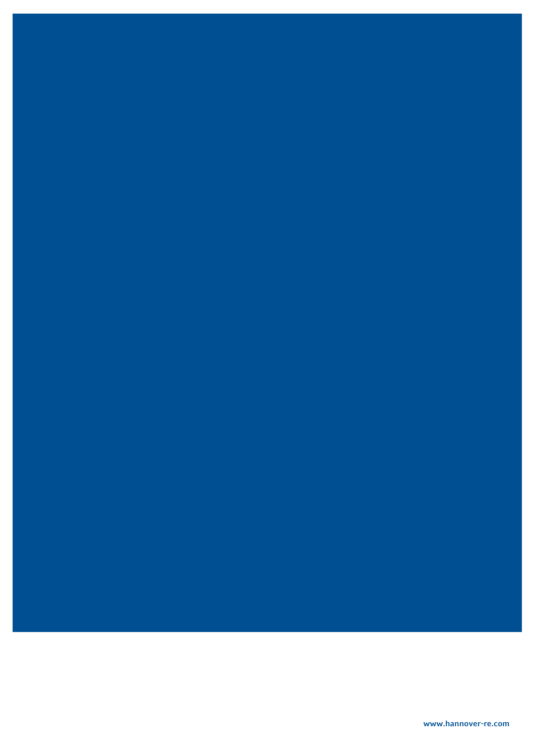www.hannover-re.com